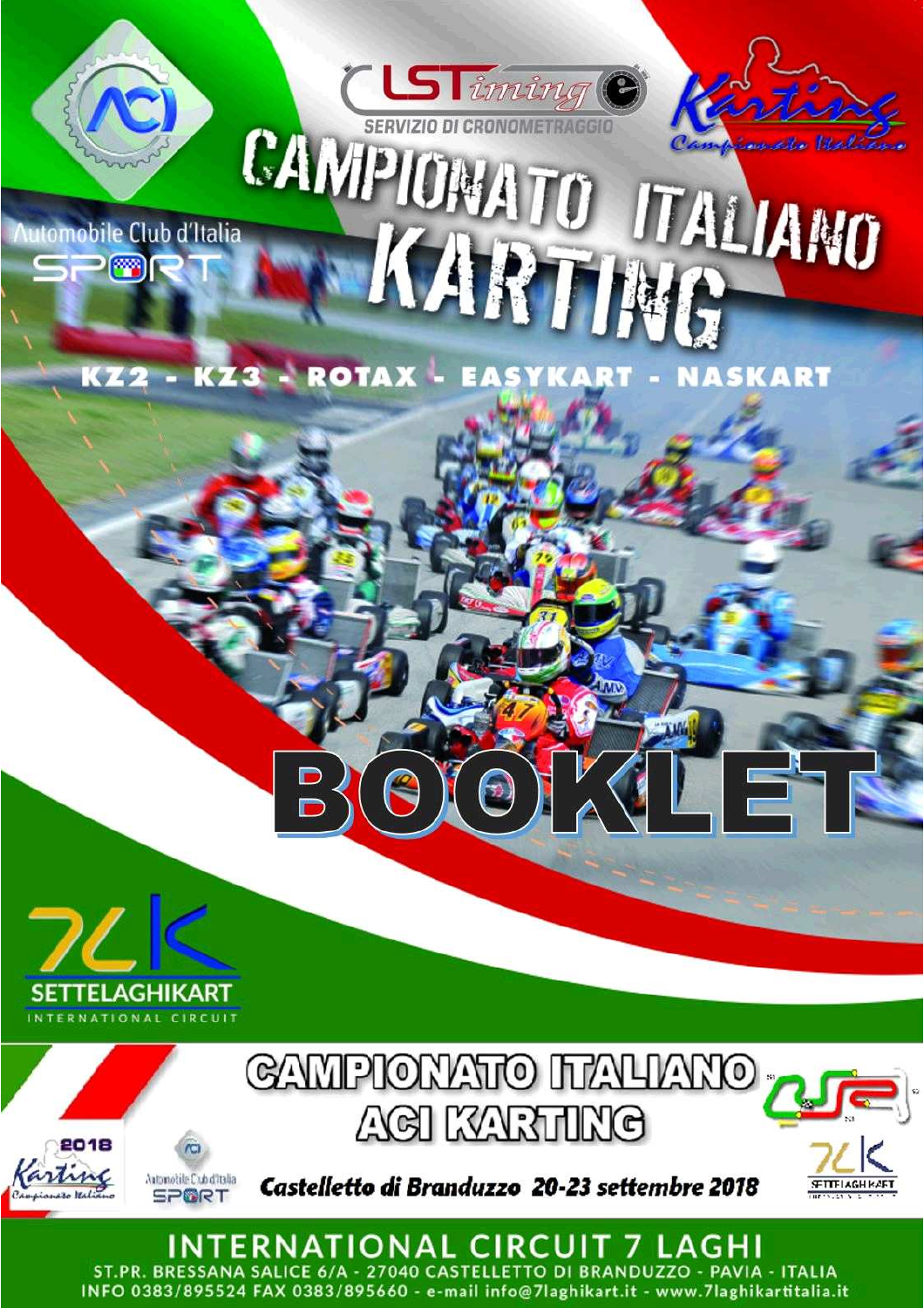LSTiming

SERVIZIO DI CRONOMETRAGGIO

Karting Campionato Italiano

Automobile Club d'Italia SPORT

# CAMPIONATO ITALIANO KARTING

KZ2 - KZ3 - ROTAX - EASYKART - NASKART

# BOOKLET

SETTELAGHIKART INTERNATIONAL CIRCUIT

## CAMPIONATO ITALIANO ACI KARTING

2018 Karting Campionato Italiano

Automobile Club d'Italia SPORT

*Castelletto di Branduzzo 20-23 settembre 2018*

**INTERNATIONAL CIRCUIT 7 LAGHI**

ST.PR. BRESSANA SALICE 6/A - 27040 CASTELLETTO DI BRANDUZZO - PAVIA - ITALIA
INFO 0383/895524 FAX 0383/895660 - e-mail info@7laghikart.it - www.7laghikartitalia.it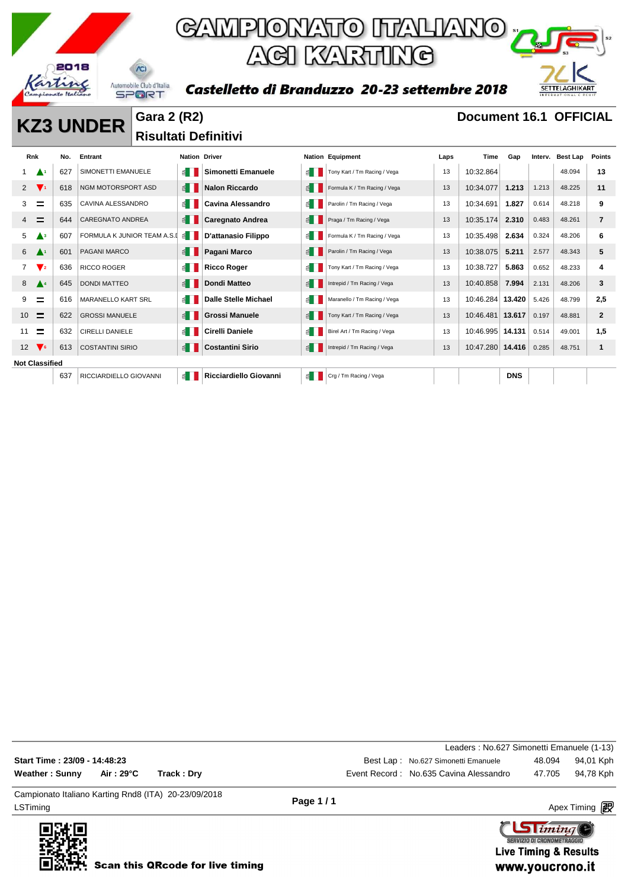# CAMPIONATO ITALIANO ACI KARTING

**Castelletto di Branduzzo 20-23 settembre 2018**

## KZ3 UNDER

**Gara 2 (R2)**

**Risultati Definitivi**

**Document 16.1 OFFICIAL**

| Rnk | | No. | Entrant | Nation | Driver | Nation | Equipment | Laps | Time | Gap | Interv. | Best Lap | Points |
|---|---|---|---|---|---|---|---|---|---|---|---|---|---|
| 1 | ▲1 | 627 | SIMONETTI EMANUELE | ITA | **Simonetti Emanuele** | ITA | Tony Kart / Tm Racing / Vega | 13 | 10:32.864 | | | 48.094 | **13** |
| 2 | ▼1 | 618 | NGM MOTORSPORT ASD | ITA | **Nalon Riccardo** | ITA | Formula K / Tm Racing / Vega | 13 | 10:34.077 | **1.213** | 1.213 | 48.225 | **11** |
| 3 | = | 635 | CAVINA ALESSANDRO | ITA | **Cavina Alessandro** | ITA | Parolin / Tm Racing / Vega | 13 | 10:34.691 | **1.827** | 0.614 | 48.218 | **9** |
| 4 | = | 644 | CAREGNATO ANDREA | ITA | **Caregnato Andrea** | ITA | Praga / Tm Racing / Vega | 13 | 10:35.174 | **2.310** | 0.483 | 48.261 | **7** |
| 5 | ▲3 | 607 | FORMULA K JUNIOR TEAM A.S.D | ITA | **D'attanasio Filippo** | ITA | Formula K / Tm Racing / Vega | 13 | 10:35.498 | **2.634** | 0.324 | 48.206 | **6** |
| 6 | ▲1 | 601 | PAGANI MARCO | ITA | **Pagani Marco** | ITA | Parolin / Tm Racing / Vega | 13 | 10:38.075 | **5.211** | 2.577 | 48.343 | **5** |
| 7 | ▼2 | 636 | RICCO ROGER | ITA | **Ricco Roger** | ITA | Tony Kart / Tm Racing / Vega | 13 | 10:38.727 | **5.863** | 0.652 | 48.233 | **4** |
| 8 | ▲4 | 645 | DONDI MATTEO | ITA | **Dondi Matteo** | ITA | Intrepid / Tm Racing / Vega | 13 | 10:40.858 | **7.994** | 2.131 | 48.206 | **3** |
| 9 | = | 616 | MARANELLO KART SRL | ITA | **Dalle Stelle Michael** | ITA | Maranello / Tm Racing / Vega | 13 | 10:46.284 | **13.420** | 5.426 | 48.799 | **2,5** |
| 10 | = | 622 | GROSSI MANUELE | ITA | **Grossi Manuele** | ITA | Tony Kart / Tm Racing / Vega | 13 | 10:46.481 | **13.617** | 0.197 | 48.881 | **2** |
| 11 | = | 632 | CIRELLI DANIELE | ITA | **Cirelli Daniele** | ITA | Birel Art / Tm Racing / Vega | 13 | 10:46.995 | **14.131** | 0.514 | 49.001 | **1,5** |
| 12 | ▼6 | 613 | COSTANTINI SIRIO | ITA | **Costantini Sirio** | ITA | Intrepid / Tm Racing / Vega | 13 | 10:47.280 | **14.416** | 0.285 | 48.751 | **1** |
| **Not Classified** | | | | | | | | | | | | | |
| | | 637 | RICCIARDIELLO GIOVANNI | ITA | **Ricciardiello Giovanni** | ITA | Crg / Tm Racing / Vega | | | **DNS** | | | |

Leaders : No.627 Simonetti Emanuele (1-13)

**Start Time : 23/09 - 14:48:23**

**Weather : Sunny** **Air : 29°C** **Track : Dry**

| | | | |
|---|---|---|---|
| Best Lap : | No.627 Simonetti Emanuele | 48.094 | 94,01 Kph |
| Event Record : | No.635 Cavina Alessandro | 47.705 | 94,78 Kph |

Campionato Italiano Karting Rnd8 (ITA) 20-23/09/2018

LSTiming

Apex Timing

**Scan this QRcode for live timing**

**Live Timing & Results**
**www.youcrono.it**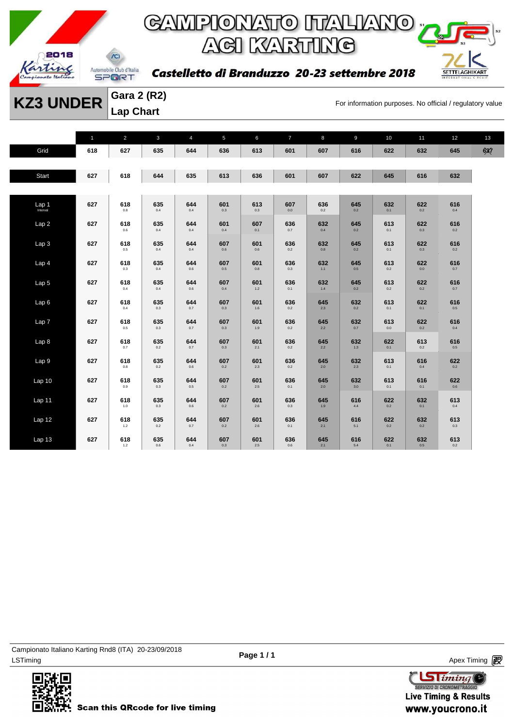# CAMPIONATO ITALIANO ACI KARTING

*Castelletto di Branduzzo 20-23 settembre 2018*

## KZ3 UNDER

### Gara 2 (R2)
### Lap Chart

For information purposes. No official / regulatory value

| | 1 | 2 | 3 | 4 | 5 | 6 | 7 | 8 | 9 | 10 | 11 | 12 | 13 |
|---|---|---|---|---|---|---|---|---|---|---|---|---|---|
| Grid | 618 | 627 | 635 | 644 | 636 | 613 | 601 | 607 | 616 | 622 | 632 | 645 | 637 |
| Start | 627 | 618 | 644 | 635 | 613 | 636 | 601 | 607 | 622 | 645 | 616 | 632 | |
| Lap 1 (Interval) | 627 | 618 0.8 | 635 0.4 | 644 0.4 | 601 0.3 | 613 0.3 | 607 0.0 | 636 0.2 | 645 0.2 | 632 0.1 | 622 0.2 | 616 0.4 | |
| Lap 2 | 627 | 618 0.6 | 635 0.4 | 644 0.4 | 601 0.4 | 607 0.1 | 636 0.7 | 632 0.4 | 645 0.2 | 613 0.1 | 622 0.3 | 616 0.2 | |
| Lap 3 | 627 | 618 0.5 | 635 0.4 | 644 0.4 | 607 0.6 | 601 0.6 | 636 0.2 | 632 0.8 | 645 0.2 | 613 0.1 | 622 0.3 | 616 0.2 | |
| Lap 4 | 627 | 618 0.3 | 635 0.4 | 644 0.6 | 607 0.5 | 601 0.8 | 636 0.3 | 632 1.1 | 645 0.5 | 613 0.2 | 622 0.0 | 616 0.7 | |
| Lap 5 | 627 | 618 0.4 | 635 0.4 | 644 0.6 | 607 0.4 | 601 1.2 | 636 0.1 | 632 1.4 | 645 0.2 | 613 0.2 | 622 0.2 | 616 0.7 | |
| Lap 6 | 627 | 618 0.4 | 635 0.3 | 644 0.7 | 607 0.3 | 601 1.6 | 636 0.2 | 645 2.3 | 632 0.2 | 613 0.1 | 622 0.1 | 616 0.5 | |
| Lap 7 | 627 | 618 0.5 | 635 0.3 | 644 0.7 | 607 0.3 | 601 1.9 | 636 0.2 | 645 2.2 | 632 0.7 | 613 0.0 | 622 0.2 | 616 0.4 | |
| Lap 8 | 627 | 618 0.7 | 635 0.2 | 644 0.7 | 607 0.3 | 601 2.1 | 636 0.2 | 645 2.2 | 632 1.3 | 622 0.1 | 613 0.2 | 616 0.5 | |
| Lap 9 | 627 | 618 0.8 | 635 0.2 | 644 0.6 | 607 0.2 | 601 2.3 | 636 0.2 | 645 2.0 | 632 2.3 | 613 0.1 | 616 0.4 | 622 0.2 | |
| Lap 10 | 627 | 618 0.9 | 635 0.3 | 644 0.5 | 607 0.2 | 601 2.5 | 636 0.1 | 645 2.0 | 632 3.0 | 613 0.1 | 616 0.1 | 622 0.6 | |
| Lap 11 | 627 | 618 1.0 | 635 0.3 | 644 0.6 | 607 0.2 | 601 2.6 | 636 0.3 | 645 1.9 | 616 4.4 | 622 0.2 | 632 0.1 | 613 0.4 | |
| Lap 12 | 627 | 618 1.2 | 635 0.2 | 644 0.7 | 607 0.2 | 601 2.6 | 636 0.1 | 645 2.1 | 616 5.1 | 622 0.2 | 632 0.2 | 613 0.3 | |
| Lap 13 | 627 | 618 1.2 | 635 0.6 | 644 0.4 | 607 0.3 | 601 2.5 | 636 0.6 | 645 2.1 | 616 5.4 | 622 0.1 | 632 0.5 | 613 0.2 | |

Campionato Italiano Karting Rnd8 (ITA) 20-23/09/2018
LSTiming

Apex Timing

Scan this QRcode for live timing

Live Timing & Results
www.youcrono.it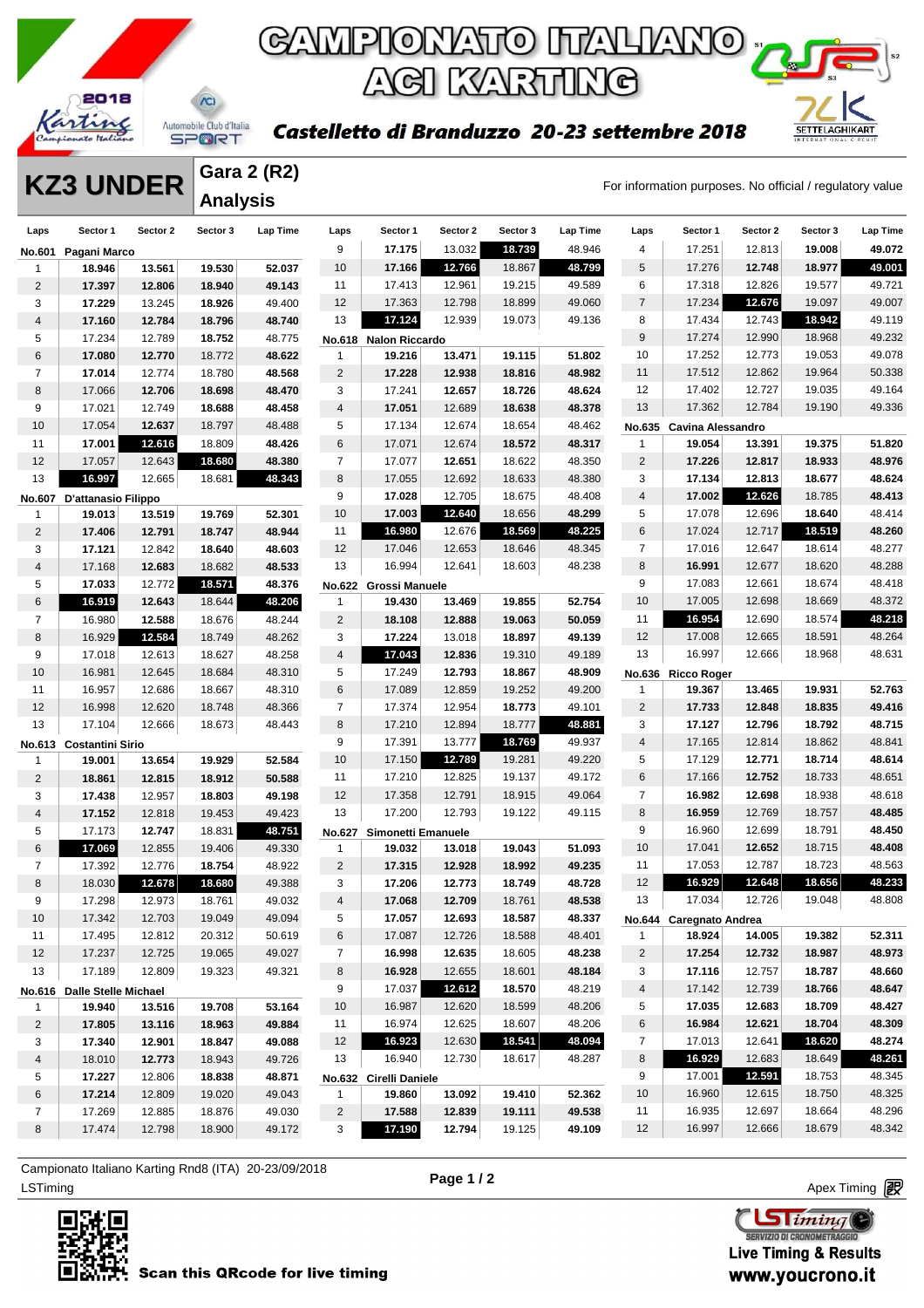# CAMPIONATO ITALIANO ACI KARTING

**Castelletto di Branduzzo 20-23 settembre 2018**

## KZ3 UNDER

### Gara 2 (R2) Analysis

For information purposes. No official / regulatory value

**No.601 Pagani Marco**

| Laps | Sector 1 | Sector 2 | Sector 3 | Lap Time |
|---|---|---|---|---|
| 1 | 18.946 | 13.561 | 19.530 | 52.037 |
| 2 | 17.397 | 12.806 | 18.940 | 49.143 |
| 3 | 17.229 | 13.245 | 18.926 | 49.400 |
| 4 | 17.160 | 12.784 | 18.796 | 48.740 |
| 5 | 17.234 | 12.789 | 18.752 | 48.775 |
| 6 | 17.080 | 12.770 | 18.772 | 48.622 |
| 7 | 17.014 | 12.774 | 18.780 | 48.568 |
| 8 | 17.066 | 12.706 | 18.698 | 48.470 |
| 9 | 17.021 | 12.749 | 18.688 | 48.458 |
| 10 | 17.054 | 12.637 | 18.797 | 48.488 |
| 11 | 17.001 | 12.616 | 18.809 | 48.426 |
| 12 | 17.057 | 12.643 | 18.680 | 48.380 |
| 13 | 16.997 | 12.665 | 18.681 | 48.343 |

**No.607 D'attanasio Filippo**

| Laps | Sector 1 | Sector 2 | Sector 3 | Lap Time |
|---|---|---|---|---|
| 1 | 19.013 | 13.519 | 19.769 | 52.301 |
| 2 | 17.406 | 12.791 | 18.747 | 48.944 |
| 3 | 17.121 | 12.842 | 18.640 | 48.603 |
| 4 | 17.168 | 12.683 | 18.682 | 48.533 |
| 5 | 17.033 | 12.772 | 18.571 | 48.376 |
| 6 | 16.919 | 12.643 | 18.644 | 48.206 |
| 7 | 16.980 | 12.588 | 18.676 | 48.244 |
| 8 | 16.929 | 12.584 | 18.749 | 48.262 |
| 9 | 17.018 | 12.613 | 18.627 | 48.258 |
| 10 | 16.981 | 12.645 | 18.684 | 48.310 |
| 11 | 16.957 | 12.686 | 18.667 | 48.310 |
| 12 | 16.998 | 12.620 | 18.748 | 48.366 |
| 13 | 17.104 | 12.666 | 18.673 | 48.443 |

**No.613 Costantini Sirio**

| Laps | Sector 1 | Sector 2 | Sector 3 | Lap Time |
|---|---|---|---|---|
| 1 | 19.001 | 13.654 | 19.929 | 52.584 |
| 2 | 18.861 | 12.815 | 18.912 | 50.588 |
| 3 | 17.438 | 12.957 | 18.803 | 49.198 |
| 4 | 17.152 | 12.818 | 19.453 | 49.423 |
| 5 | 17.173 | 12.747 | 18.831 | 48.751 |
| 6 | 17.069 | 12.855 | 19.406 | 49.330 |
| 7 | 17.392 | 12.776 | 18.754 | 48.922 |
| 8 | 18.030 | 12.678 | 18.680 | 49.388 |
| 9 | 17.298 | 12.973 | 18.761 | 49.032 |
| 10 | 17.342 | 12.703 | 19.049 | 49.094 |
| 11 | 17.495 | 12.812 | 20.312 | 50.619 |
| 12 | 17.237 | 12.725 | 19.065 | 49.027 |
| 13 | 17.189 | 12.809 | 19.323 | 49.321 |

**No.616 Dalle Stelle Michael**

| Laps | Sector 1 | Sector 2 | Sector 3 | Lap Time |
|---|---|---|---|---|
| 1 | 19.940 | 13.516 | 19.708 | 53.164 |
| 2 | 17.805 | 13.116 | 18.963 | 49.884 |
| 3 | 17.340 | 12.901 | 18.847 | 49.088 |
| 4 | 18.010 | 12.773 | 18.943 | 49.726 |
| 5 | 17.227 | 12.806 | 18.838 | 48.871 |
| 6 | 17.214 | 12.809 | 19.020 | 49.043 |
| 7 | 17.269 | 12.885 | 18.876 | 49.030 |
| 8 | 17.474 | 12.798 | 18.900 | 49.172 |
| 9 | 17.175 | 13.032 | 18.739 | 48.946 |
| 10 | 17.166 | 12.766 | 18.867 | 48.799 |
| 11 | 17.413 | 12.961 | 19.215 | 49.589 |
| 12 | 17.363 | 12.798 | 18.899 | 49.060 |
| 13 | 17.124 | 12.939 | 19.073 | 49.136 |

**No.618 Nalon Riccardo**

| Laps | Sector 1 | Sector 2 | Sector 3 | Lap Time |
|---|---|---|---|---|
| 1 | 19.216 | 13.471 | 19.115 | 51.802 |
| 2 | 17.228 | 12.938 | 18.816 | 48.982 |
| 3 | 17.241 | 12.657 | 18.726 | 48.624 |
| 4 | 17.051 | 12.689 | 18.638 | 48.378 |
| 5 | 17.134 | 12.674 | 18.654 | 48.462 |
| 6 | 17.071 | 12.674 | 18.572 | 48.317 |
| 7 | 17.077 | 12.651 | 18.622 | 48.350 |
| 8 | 17.055 | 12.692 | 18.633 | 48.380 |
| 9 | 17.028 | 12.705 | 18.675 | 48.408 |
| 10 | 17.003 | 12.640 | 18.656 | 48.299 |
| 11 | 16.980 | 12.676 | 18.569 | 48.225 |
| 12 | 17.046 | 12.653 | 18.646 | 48.345 |
| 13 | 16.994 | 12.641 | 18.603 | 48.238 |

**No.622 Grossi Manuele**

| Laps | Sector 1 | Sector 2 | Sector 3 | Lap Time |
|---|---|---|---|---|
| 1 | 19.430 | 13.469 | 19.855 | 52.754 |
| 2 | 18.108 | 12.888 | 19.063 | 50.059 |
| 3 | 17.224 | 13.018 | 18.897 | 49.139 |
| 4 | 17.043 | 12.836 | 19.310 | 49.189 |
| 5 | 17.249 | 12.793 | 18.867 | 48.909 |
| 6 | 17.089 | 12.859 | 19.252 | 49.200 |
| 7 | 17.374 | 12.954 | 18.773 | 49.101 |
| 8 | 17.210 | 12.894 | 18.777 | 48.881 |
| 9 | 17.391 | 13.777 | 18.769 | 49.937 |
| 10 | 17.150 | 12.789 | 19.281 | 49.220 |
| 11 | 17.210 | 12.825 | 19.137 | 49.172 |
| 12 | 17.358 | 12.791 | 18.915 | 49.064 |
| 13 | 17.200 | 12.793 | 19.122 | 49.115 |

**No.627 Simonetti Emanuele**

| Laps | Sector 1 | Sector 2 | Sector 3 | Lap Time |
|---|---|---|---|---|
| 1 | 19.032 | 13.018 | 19.043 | 51.093 |
| 2 | 17.315 | 12.928 | 18.992 | 49.235 |
| 3 | 17.206 | 12.773 | 18.749 | 48.728 |
| 4 | 17.068 | 12.709 | 18.761 | 48.538 |
| 5 | 17.057 | 12.693 | 18.587 | 48.337 |
| 6 | 17.087 | 12.726 | 18.588 | 48.401 |
| 7 | 16.998 | 12.635 | 18.605 | 48.238 |
| 8 | 16.928 | 12.655 | 18.601 | 48.184 |
| 9 | 17.037 | 12.612 | 18.570 | 48.219 |
| 10 | 16.987 | 12.620 | 18.599 | 48.206 |
| 11 | 16.974 | 12.625 | 18.607 | 48.206 |
| 12 | 16.923 | 12.630 | 18.541 | 48.094 |
| 13 | 16.940 | 12.730 | 18.617 | 48.287 |

**No.632 Cirelli Daniele**

| Laps | Sector 1 | Sector 2 | Sector 3 | Lap Time |
|---|---|---|---|---|
| 1 | 19.860 | 13.092 | 19.410 | 52.362 |
| 2 | 17.588 | 12.839 | 19.111 | 49.538 |
| 3 | 17.190 | 12.794 | 19.125 | 49.109 |
| 4 | 17.251 | 12.813 | 19.008 | 49.072 |
| 5 | 17.276 | 12.748 | 18.977 | 49.001 |
| 6 | 17.318 | 12.826 | 19.577 | 49.721 |
| 7 | 17.234 | 12.676 | 19.097 | 49.007 |
| 8 | 17.434 | 12.743 | 18.942 | 49.119 |
| 9 | 17.274 | 12.990 | 18.968 | 49.232 |
| 10 | 17.252 | 12.773 | 19.053 | 49.078 |
| 11 | 17.512 | 12.862 | 19.964 | 50.338 |
| 12 | 17.402 | 12.727 | 19.035 | 49.164 |
| 13 | 17.362 | 12.784 | 19.190 | 49.336 |

**No.635 Cavina Alessandro**

| Laps | Sector 1 | Sector 2 | Sector 3 | Lap Time |
|---|---|---|---|---|
| 1 | 19.054 | 13.391 | 19.375 | 51.820 |
| 2 | 17.226 | 12.817 | 18.933 | 48.976 |
| 3 | 17.134 | 12.813 | 18.677 | 48.624 |
| 4 | 17.002 | 12.626 | 18.785 | 48.413 |
| 5 | 17.078 | 12.696 | 18.640 | 48.414 |
| 6 | 17.024 | 12.717 | 18.519 | 48.260 |
| 7 | 17.016 | 12.647 | 18.614 | 48.277 |
| 8 | 16.991 | 12.677 | 18.620 | 48.288 |
| 9 | 17.083 | 12.661 | 18.674 | 48.418 |
| 10 | 17.005 | 12.698 | 18.669 | 48.372 |
| 11 | 16.954 | 12.690 | 18.574 | 48.218 |
| 12 | 17.008 | 12.665 | 18.591 | 48.264 |
| 13 | 16.997 | 12.666 | 18.968 | 48.631 |

**No.636 Ricco Roger**

| Laps | Sector 1 | Sector 2 | Sector 3 | Lap Time |
|---|---|---|---|---|
| 1 | 19.367 | 13.465 | 19.931 | 52.763 |
| 2 | 17.733 | 12.848 | 18.835 | 49.416 |
| 3 | 17.127 | 12.796 | 18.792 | 48.715 |
| 4 | 17.165 | 12.814 | 18.862 | 48.841 |
| 5 | 17.129 | 12.771 | 18.714 | 48.614 |
| 6 | 17.166 | 12.752 | 18.733 | 48.651 |
| 7 | 16.982 | 12.698 | 18.938 | 48.618 |
| 8 | 16.959 | 12.769 | 18.757 | 48.485 |
| 9 | 16.960 | 12.699 | 18.791 | 48.450 |
| 10 | 17.041 | 12.652 | 18.715 | 48.408 |
| 11 | 17.053 | 12.787 | 18.723 | 48.563 |
| 12 | 16.929 | 12.648 | 18.656 | 48.233 |
| 13 | 17.034 | 12.726 | 19.048 | 48.808 |

**No.644 Caregnato Andrea**

| Laps | Sector 1 | Sector 2 | Sector 3 | Lap Time |
|---|---|---|---|---|
| 1 | 18.924 | 14.005 | 19.382 | 52.311 |
| 2 | 17.254 | 12.732 | 18.987 | 48.973 |
| 3 | 17.116 | 12.757 | 18.787 | 48.660 |
| 4 | 17.142 | 12.739 | 18.766 | 48.647 |
| 5 | 17.035 | 12.683 | 18.709 | 48.427 |
| 6 | 16.984 | 12.621 | 18.704 | 48.309 |
| 7 | 17.013 | 12.641 | 18.620 | 48.274 |
| 8 | 16.929 | 12.683 | 18.649 | 48.261 |
| 9 | 17.001 | 12.591 | 18.753 | 48.345 |
| 10 | 16.960 | 12.615 | 18.750 | 48.325 |
| 11 | 16.935 | 12.697 | 18.664 | 48.296 |
| 12 | 16.997 | 12.666 | 18.679 | 48.342 |

Campionato Italiano Karting Rnd8 (ITA) 20-23/09/2018

LSTiming — Apex Timing

Scan this QRcode for live timing

Live Timing & Results www.youcrono.it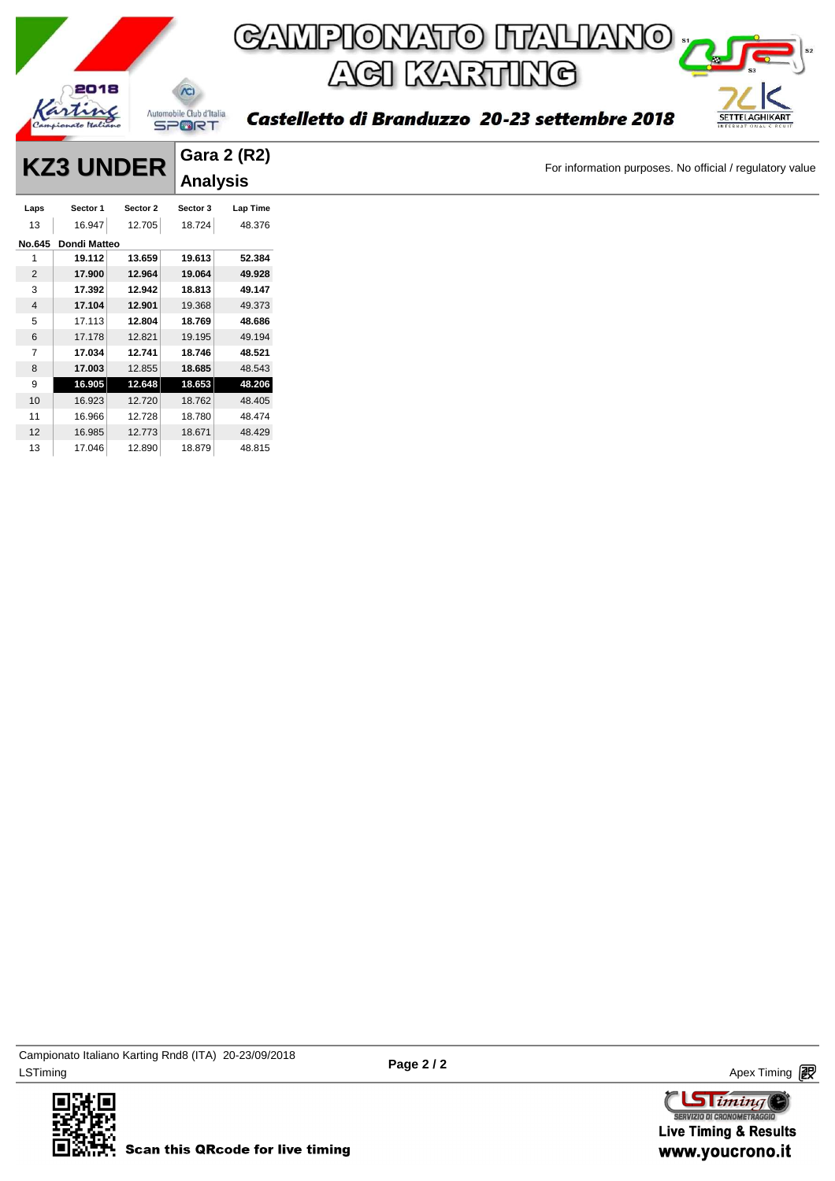# CAMPIONATO ITALIANO ACI KARTING

*Castelletto di Branduzzo 20-23 settembre 2018*

## KZ3 UNDER

### Gara 2 (R2) Analysis

For information purposes. No official / regulatory value

| Laps | Sector 1 | Sector 2 | Sector 3 | Lap Time |
|---|---|---|---|---|
| 13 | 16.947 | 12.705 | 18.724 | 48.376 |
| **No.645** | **Dondi Matteo** | | | |
| 1 | **19.112** | **13.659** | **19.613** | **52.384** |
| 2 | **17.900** | **12.964** | **19.064** | **49.928** |
| 3 | **17.392** | **12.942** | **18.813** | **49.147** |
| 4 | **17.104** | **12.901** | 19.368 | 49.373 |
| 5 | 17.113 | **12.804** | **18.769** | **48.686** |
| 6 | 17.178 | 12.821 | 19.195 | 49.194 |
| 7 | **17.034** | **12.741** | **18.746** | **48.521** |
| 8 | **17.003** | 12.855 | **18.685** | 48.543 |
| 9 | **16.905** | **12.648** | **18.653** | **48.206** |
| 10 | 16.923 | 12.720 | 18.762 | 48.405 |
| 11 | 16.966 | 12.728 | 18.780 | 48.474 |
| 12 | 16.985 | 12.773 | 18.671 | 48.429 |
| 13 | 17.046 | 12.890 | 18.879 | 48.815 |

Campionato Italiano Karting Rnd8 (ITA) 20-23/09/2018
LSTiming

Apex Timing

Scan this QRcode for live timing

Live Timing & Results
www.youcrono.it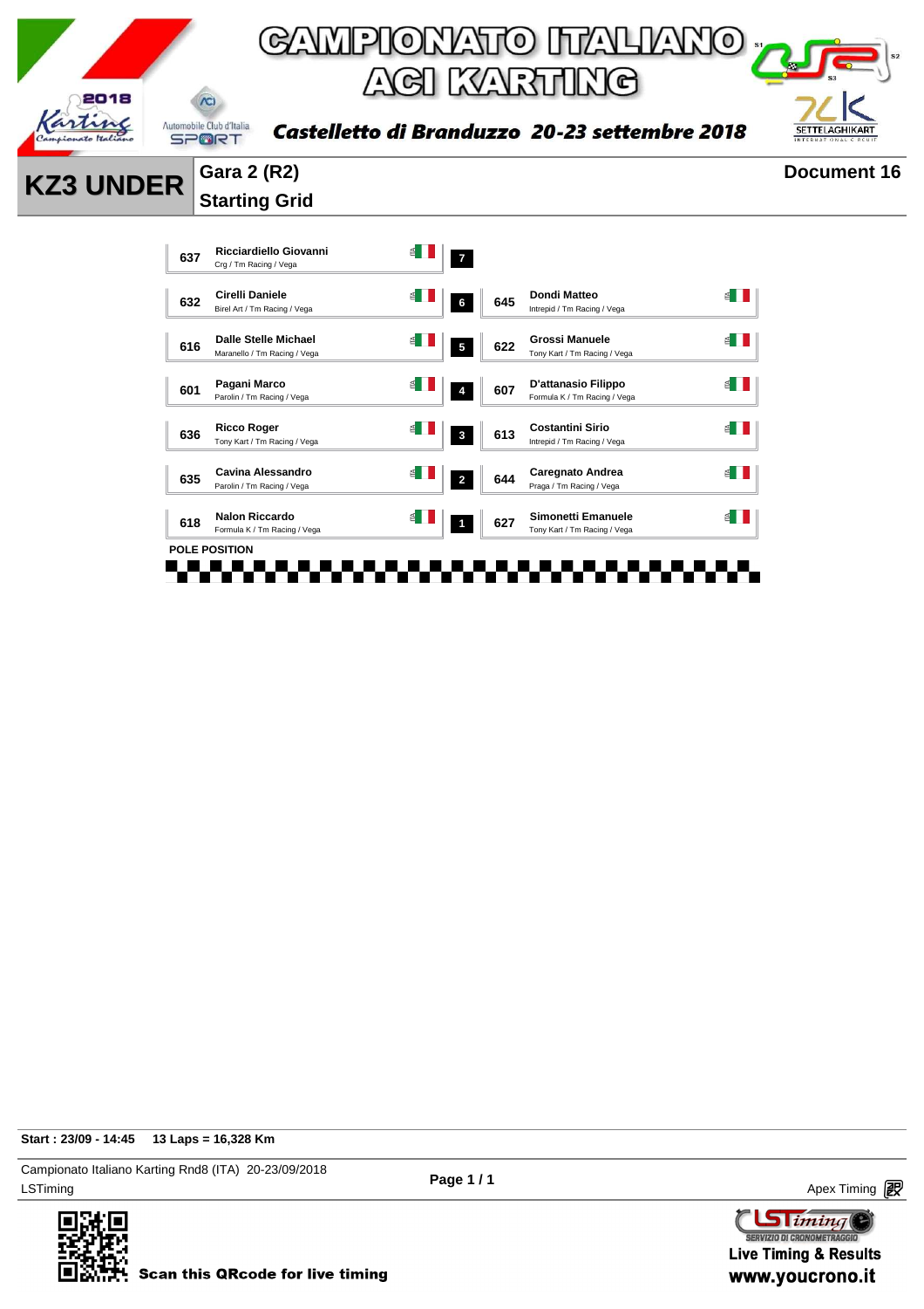# CAMPIONATO ITALIANO ACI KARTING

**Castelletto di Branduzzo 20-23 settembre 2018**

## KZ3 UNDER

### Gara 2 (R2)
### Starting Grid

Document 16

| No. | Driver | Team | Row | No. | Driver | Team |
|---|---|---|---|---|---|---|
| 637 | Ricciardiello Giovanni | Crg / Tm Racing / Vega | 7 | | | |
| 632 | Cirelli Daniele | Birel Art / Tm Racing / Vega | 6 | 645 | Dondi Matteo | Intrepid / Tm Racing / Vega |
| 616 | Dalle Stelle Michael | Maranello / Tm Racing / Vega | 5 | 622 | Grossi Manuele | Tony Kart / Tm Racing / Vega |
| 601 | Pagani Marco | Parolin / Tm Racing / Vega | 4 | 607 | D'attanasio Filippo | Formula K / Tm Racing / Vega |
| 636 | Ricco Roger | Tony Kart / Tm Racing / Vega | 3 | 613 | Costantini Sirio | Intrepid / Tm Racing / Vega |
| 635 | Cavina Alessandro | Parolin / Tm Racing / Vega | 2 | 644 | Caregnato Andrea | Praga / Tm Racing / Vega |
| 618 | Nalon Riccardo | Formula K / Tm Racing / Vega | 1 | 627 | Simonetti Emanuele | Tony Kart / Tm Racing / Vega |

POLE POSITION

**Start : 23/09 - 14:45 13 Laps = 16,328 Km**

Campionato Italiano Karting Rnd8 (ITA) 20-23/09/2018

LSTiming

Apex Timing

Scan this QRcode for live timing

Live Timing & Results
www.youcrono.it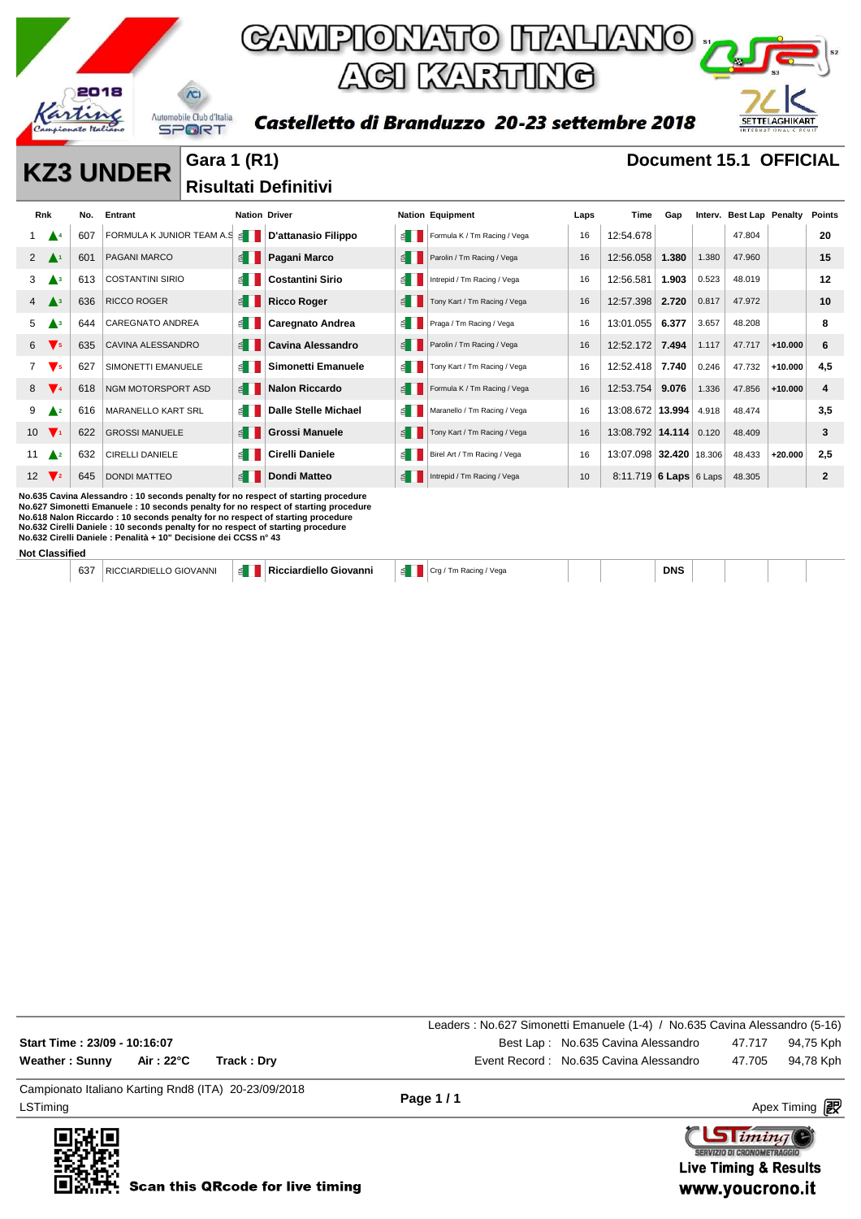# CAMPIONATO ITALIANO ACI KARTING

**Castelletto di Branduzzo 20-23 settembre 2018**

## KZ3 UNDER

**Gara 1 (R1)**
**Risultati Definitivi**

**Document 15.1 OFFICIAL**

| Rnk | | No. | Entrant | Nation | Driver | Nation | Equipment | Laps | Time | Gap | Interv. | Best Lap | Penalty | Points |
|---|---|---|---|---|---|---|---|---|---|---|---|---|---|---|
| 1 | ▲4 | 607 | FORMULA K JUNIOR TEAM A.S | ITA | **D'attanasio Filippo** | ITA | Formula K / Tm Racing / Vega | 16 | 12:54.678 | | | 47.804 | | **20** |
| 2 | ▲1 | 601 | PAGANI MARCO | ITA | **Pagani Marco** | ITA | Parolin / Tm Racing / Vega | 16 | 12:56.058 | **1.380** | 1.380 | 47.960 | | **15** |
| 3 | ▲3 | 613 | COSTANTINI SIRIO | ITA | **Costantini Sirio** | ITA | Intrepid / Tm Racing / Vega | 16 | 12:56.581 | **1.903** | 0.523 | 48.019 | | **12** |
| 4 | ▲3 | 636 | RICCO ROGER | ITA | **Ricco Roger** | ITA | Tony Kart / Tm Racing / Vega | 16 | 12:57.398 | **2.720** | 0.817 | 47.972 | | **10** |
| 5 | ▲3 | 644 | CAREGNATO ANDREA | ITA | **Caregnato Andrea** | ITA | Praga / Tm Racing / Vega | 16 | 13:01.055 | **6.377** | 3.657 | 48.208 | | **8** |
| 6 | ▼5 | 635 | CAVINA ALESSANDRO | ITA | **Cavina Alessandro** | ITA | Parolin / Tm Racing / Vega | 16 | 12:52.172 | **7.494** | 1.117 | 47.717 | **+10.000** | **6** |
| 7 | ▼5 | 627 | SIMONETTI EMANUELE | ITA | **Simonetti Emanuele** | ITA | Tony Kart / Tm Racing / Vega | 16 | 12:52.418 | **7.740** | 0.246 | 47.732 | **+10.000** | **4,5** |
| 8 | ▼4 | 618 | NGM MOTORSPORT ASD | ITA | **Nalon Riccardo** | ITA | Formula K / Tm Racing / Vega | 16 | 12:53.754 | **9.076** | 1.336 | 47.856 | **+10.000** | **4** |
| 9 | ▲2 | 616 | MARANELLO KART SRL | ITA | **Dalle Stelle Michael** | ITA | Maranello / Tm Racing / Vega | 16 | 13:08.672 | **13.994** | 4.918 | 48.474 | | **3,5** |
| 10 | ▼1 | 622 | GROSSI MANUELE | ITA | **Grossi Manuele** | ITA | Tony Kart / Tm Racing / Vega | 16 | 13:08.792 | **14.114** | 0.120 | 48.409 | | **3** |
| 11 | ▲2 | 632 | CIRELLI DANIELE | ITA | **Cirelli Daniele** | ITA | Birel Art / Tm Racing / Vega | 16 | 13:07.098 | **32.420** | 18.306 | 48.433 | **+20.000** | **2,5** |
| 12 | ▼2 | 645 | DONDI MATTEO | ITA | **Dondi Matteo** | ITA | Intrepid / Tm Racing / Vega | 10 | 8:11.719 | **6 Laps** | 6 Laps | 48.305 | | **2** |

**No.635 Cavina Alessandro : 10 seconds penalty for no respect of starting procedure**
**No.627 Simonetti Emanuele : 10 seconds penalty for no respect of starting procedure**
**No.618 Nalon Riccardo : 10 seconds penalty for no respect of starting procedure**
**No.632 Cirelli Daniele : 10 seconds penalty for no respect of starting procedure**
**No.632 Cirelli Daniele : Penalità + 10" Decisione dei CCSS n° 43**

**Not Classified**

| Rnk | | No. | Entrant | Nation | Driver | Nation | Equipment | Laps | Time | Gap | Interv. | Best Lap | Penalty | Points |
|---|---|---|---|---|---|---|---|---|---|---|---|---|---|---|
| | | 637 | RICCIARDIELLO GIOVANNI | ITA | **Ricciardiello Giovanni** | ITA | Crg / Tm Racing / Vega | | | **DNS** | | | | |

Leaders : No.627 Simonetti Emanuele (1-4) / No.635 Cavina Alessandro (5-16)

**Start Time : 23/09 - 10:16:07**
**Weather : Sunny** **Air : 22°C** **Track : Dry**

Best Lap : No.635 Cavina Alessandro 47.717 94,75 Kph
Event Record : No.635 Cavina Alessandro 47.705 94,78 Kph

Campionato Italiano Karting Rnd8 (ITA) 20-23/09/2018
LSTiming

Apex Timing

**Scan this QRcode for live timing**

Live Timing & Results
www.youcrono.it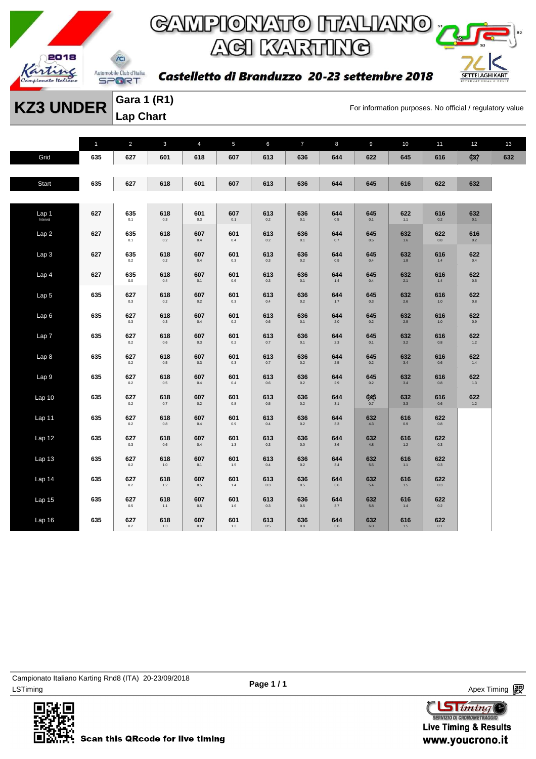# CAMPIONATO ITALIANO ACI KARTING

**Castelletto di Branduzzo 20-23 settembre 2018**

## KZ3 UNDER

**Gara 1 (R1)**
**Lap Chart**

For information purposes. No official / regulatory value

| | 1 | 2 | 3 | 4 | 5 | 6 | 7 | 8 | 9 | 10 | 11 | 12 | 13 |
|---|---|---|---|---|---|---|---|---|---|---|---|---|---|
| Grid | 635 | 627 | 601 | 618 | 607 | 613 | 636 | 644 | 622 | 645 | 616 | 637 | 632 |
| Start | 635 | 627 | 618 | 601 | 607 | 613 | 636 | 644 | 645 | 616 | 622 | 632 | |
| Lap 1 Interval | 627 | 635 0.1 | 618 0.3 | 601 0.3 | 607 0.1 | 613 0.2 | 636 0.1 | 644 0.5 | 645 0.1 | 622 1.1 | 616 0.2 | 632 0.1 | |
| Lap 2 | 627 | 635 0.1 | 618 0.2 | 607 0.4 | 601 0.4 | 613 0.2 | 636 0.1 | 644 0.7 | 645 0.5 | 632 1.6 | 622 0.8 | 616 0.2 | |
| Lap 3 | 627 | 635 0.2 | 618 0.2 | 607 0.4 | 601 0.3 | 613 0.3 | 636 0.2 | 644 0.9 | 645 0.4 | 632 1.8 | 616 1.4 | 622 0.4 | |
| Lap 4 | 627 | 635 0.0 | 618 0.4 | 607 0.1 | 601 0.6 | 613 0.3 | 636 0.1 | 644 1.4 | 645 0.4 | 632 2.1 | 616 1.4 | 622 0.5 | |
| Lap 5 | 635 | 627 0.3 | 618 0.2 | 607 0.2 | 601 0.3 | 613 0.4 | 636 0.2 | 644 1.7 | 645 0.3 | 632 2.6 | 616 1.0 | 622 0.8 | |
| Lap 6 | 635 | 627 0.3 | 618 0.3 | 607 0.4 | 601 0.2 | 613 0.6 | 636 0.1 | 644 2.0 | 645 0.2 | 632 2.9 | 616 1.0 | 622 0.9 | |
| Lap 7 | 635 | 627 0.2 | 618 0.6 | 607 0.3 | 601 0.2 | 613 0.7 | 636 0.1 | 644 2.3 | 645 0.1 | 632 3.2 | 616 0.8 | 622 1.2 | |
| Lap 8 | 635 | 627 0.2 | 618 0.5 | 607 0.3 | 601 0.3 | 613 0.7 | 636 0.2 | 644 2.5 | 645 0.2 | 632 3.4 | 616 0.6 | 622 1.4 | |
| Lap 9 | 635 | 627 0.2 | 618 0.5 | 607 0.4 | 601 0.4 | 613 0.6 | 636 0.2 | 644 2.9 | 645 0.2 | 632 3.4 | 616 0.8 | 622 1.3 | |
| Lap 10 | 635 | 627 0.2 | 618 0.7 | 607 0.2 | 601 0.8 | 613 0.5 | 636 0.2 | 644 3.1 | 645 0.7 | 632 3.3 | 616 0.6 | 622 1.2 | |
| Lap 11 | 635 | 627 0.2 | 618 0.8 | 607 0.4 | 601 0.9 | 613 0.4 | 636 0.2 | 644 3.3 | 632 4.3 | 616 0.9 | 622 0.8 | | |
| Lap 12 | 635 | 627 0.3 | 618 0.6 | 607 0.4 | 601 1.3 | 613 0.3 | 636 0.0 | 644 3.6 | 632 4.8 | 616 1.2 | 622 0.3 | | |
| Lap 13 | 635 | 627 0.2 | 618 1.0 | 607 0.1 | 601 1.5 | 613 0.4 | 636 0.2 | 644 3.4 | 632 5.5 | 616 1.1 | 622 0.3 | | |
| Lap 14 | 635 | 627 0.2 | 618 1.2 | 607 0.5 | 601 1.4 | 613 0.3 | 636 0.5 | 644 3.6 | 632 5.4 | 616 1.5 | 622 0.3 | | |
| Lap 15 | 635 | 627 0.5 | 618 1.1 | 607 0.5 | 601 1.6 | 613 0.3 | 636 0.5 | 644 3.7 | 632 5.8 | 616 1.4 | 622 0.2 | | |
| Lap 16 | 635 | 627 0.2 | 618 1.3 | 607 0.9 | 601 1.3 | 613 0.5 | 636 0.8 | 644 3.6 | 632 6.0 | 616 1.5 | 622 0.1 | | |

Campionato Italiano Karting Rnd8 (ITA) 20-23/09/2018
LSTiming

Apex Timing

Scan this QRcode for live timing

Live Timing & Results
www.youcrono.it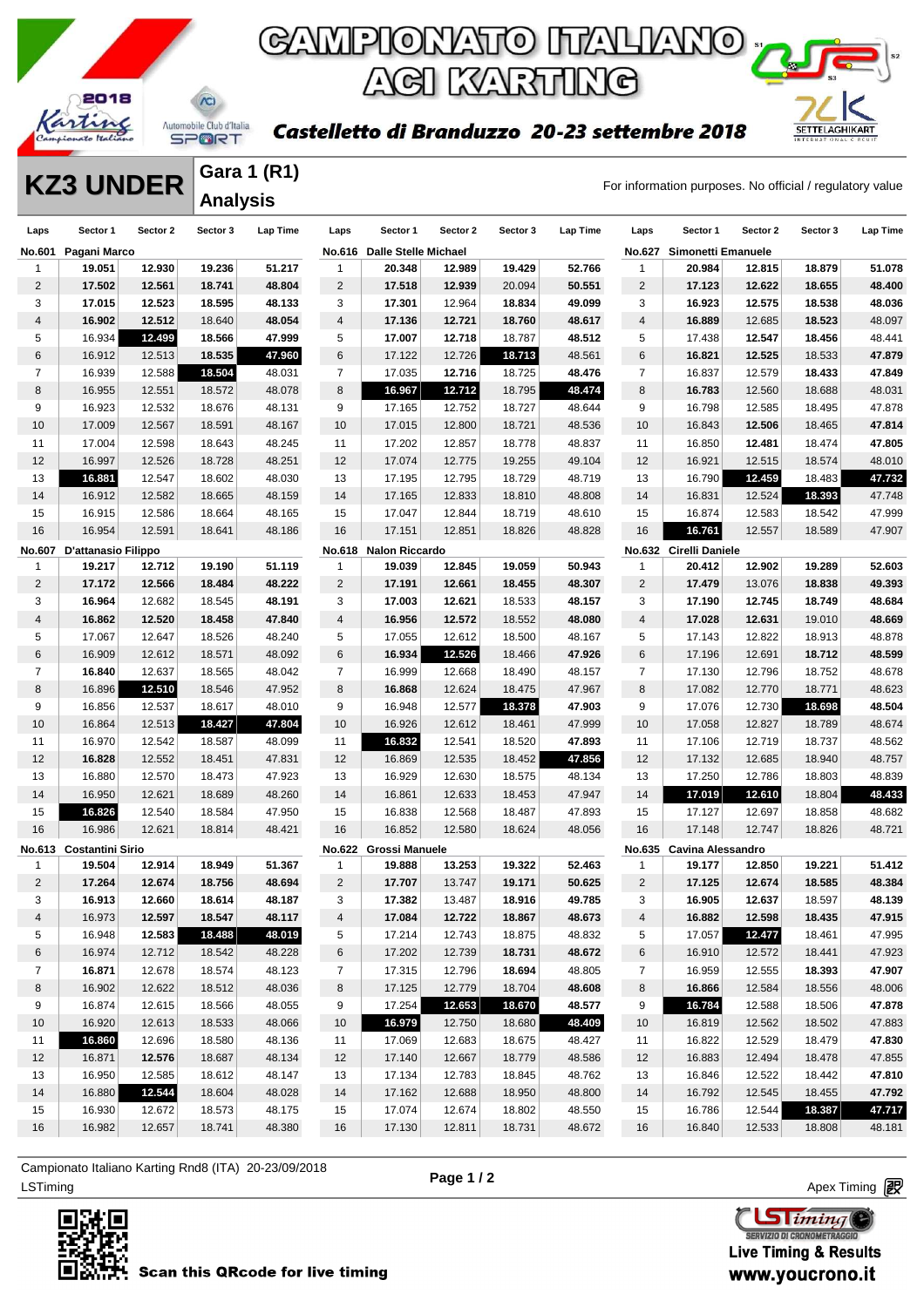# CAMPIONATO ITALIANO ACI KARTING

**Castelletto di Branduzzo 20-23 settembre 2018**

## KZ3 UNDER

### Gara 1 (R1)
### Analysis

For information purposes. No official / regulatory value

**No.601 Pagani Marco**

| Laps | Sector 1 | Sector 2 | Sector 3 | Lap Time |
|---|---|---|---|---|
| 1 | 19.051 | 12.930 | 19.236 | 51.217 |
| 2 | 17.502 | 12.561 | 18.741 | 48.804 |
| 3 | 17.015 | 12.523 | 18.595 | 48.133 |
| 4 | 16.902 | 12.512 | 18.640 | 48.054 |
| 5 | 16.934 | 12.499 | 18.566 | 47.999 |
| 6 | 16.912 | 12.513 | 18.535 | 47.960 |
| 7 | 16.939 | 12.588 | 18.504 | 48.031 |
| 8 | 16.955 | 12.551 | 18.572 | 48.078 |
| 9 | 16.923 | 12.532 | 18.676 | 48.131 |
| 10 | 17.009 | 12.567 | 18.591 | 48.167 |
| 11 | 17.004 | 12.598 | 18.643 | 48.245 |
| 12 | 16.997 | 12.526 | 18.728 | 48.251 |
| 13 | 16.881 | 12.547 | 18.602 | 48.030 |
| 14 | 16.912 | 12.582 | 18.665 | 48.159 |
| 15 | 16.915 | 12.586 | 18.664 | 48.165 |
| 16 | 16.954 | 12.591 | 18.641 | 48.186 |

**No.607 D'attanasio Filippo**

| Laps | Sector 1 | Sector 2 | Sector 3 | Lap Time |
|---|---|---|---|---|
| 1 | 19.217 | 12.712 | 19.190 | 51.119 |
| 2 | 17.172 | 12.566 | 18.484 | 48.222 |
| 3 | 16.964 | 12.682 | 18.545 | 48.191 |
| 4 | 16.862 | 12.520 | 18.458 | 47.840 |
| 5 | 17.067 | 12.647 | 18.526 | 48.240 |
| 6 | 16.909 | 12.612 | 18.571 | 48.092 |
| 7 | 16.840 | 12.637 | 18.565 | 48.042 |
| 8 | 16.896 | 12.510 | 18.546 | 47.952 |
| 9 | 16.856 | 12.537 | 18.617 | 48.010 |
| 10 | 16.864 | 12.513 | 18.427 | 47.804 |
| 11 | 16.970 | 12.542 | 18.587 | 48.099 |
| 12 | 16.828 | 12.552 | 18.451 | 47.831 |
| 13 | 16.880 | 12.570 | 18.473 | 47.923 |
| 14 | 16.950 | 12.621 | 18.689 | 48.260 |
| 15 | 16.826 | 12.540 | 18.584 | 47.950 |
| 16 | 16.986 | 12.621 | 18.814 | 48.421 |

**No.613 Costantini Sirio**

| Laps | Sector 1 | Sector 2 | Sector 3 | Lap Time |
|---|---|---|---|---|
| 1 | 19.504 | 12.914 | 18.949 | 51.367 |
| 2 | 17.264 | 12.674 | 18.756 | 48.694 |
| 3 | 16.913 | 12.660 | 18.614 | 48.187 |
| 4 | 16.973 | 12.597 | 18.547 | 48.117 |
| 5 | 16.948 | 12.583 | 18.488 | 48.019 |
| 6 | 16.974 | 12.712 | 18.542 | 48.228 |
| 7 | 16.871 | 12.678 | 18.574 | 48.123 |
| 8 | 16.902 | 12.622 | 18.512 | 48.036 |
| 9 | 16.874 | 12.615 | 18.566 | 48.055 |
| 10 | 16.920 | 12.613 | 18.533 | 48.066 |
| 11 | 16.860 | 12.696 | 18.580 | 48.136 |
| 12 | 16.871 | 12.576 | 18.687 | 48.134 |
| 13 | 16.950 | 12.585 | 18.612 | 48.147 |
| 14 | 16.880 | 12.544 | 18.604 | 48.028 |
| 15 | 16.930 | 12.672 | 18.573 | 48.175 |
| 16 | 16.982 | 12.657 | 18.741 | 48.380 |

**No.616 Dalle Stelle Michael**

| Laps | Sector 1 | Sector 2 | Sector 3 | Lap Time |
|---|---|---|---|---|
| 1 | 20.348 | 12.989 | 19.429 | 52.766 |
| 2 | 17.518 | 12.939 | 20.094 | 50.551 |
| 3 | 17.301 | 12.964 | 18.834 | 49.099 |
| 4 | 17.136 | 12.721 | 18.760 | 48.617 |
| 5 | 17.007 | 12.718 | 18.787 | 48.512 |
| 6 | 17.122 | 12.726 | 18.713 | 48.561 |
| 7 | 17.035 | 12.716 | 18.725 | 48.476 |
| 8 | 16.967 | 12.712 | 18.795 | 48.474 |
| 9 | 17.165 | 12.752 | 18.727 | 48.644 |
| 10 | 17.015 | 12.800 | 18.721 | 48.536 |
| 11 | 17.202 | 12.857 | 18.778 | 48.837 |
| 12 | 17.074 | 12.775 | 19.255 | 49.104 |
| 13 | 17.195 | 12.795 | 18.729 | 48.719 |
| 14 | 17.165 | 12.833 | 18.810 | 48.808 |
| 15 | 17.047 | 12.844 | 18.719 | 48.610 |
| 16 | 17.151 | 12.851 | 18.826 | 48.828 |

**No.618 Nalon Riccardo**

| Laps | Sector 1 | Sector 2 | Sector 3 | Lap Time |
|---|---|---|---|---|
| 1 | 19.039 | 12.845 | 19.059 | 50.943 |
| 2 | 17.191 | 12.661 | 18.455 | 48.307 |
| 3 | 17.003 | 12.621 | 18.533 | 48.157 |
| 4 | 16.956 | 12.572 | 18.552 | 48.080 |
| 5 | 17.055 | 12.612 | 18.500 | 48.167 |
| 6 | 16.934 | 12.526 | 18.466 | 47.926 |
| 7 | 16.999 | 12.668 | 18.490 | 48.157 |
| 8 | 16.868 | 12.624 | 18.475 | 47.967 |
| 9 | 16.948 | 12.577 | 18.378 | 47.903 |
| 10 | 16.926 | 12.612 | 18.461 | 47.999 |
| 11 | 16.832 | 12.541 | 18.520 | 47.893 |
| 12 | 16.869 | 12.535 | 18.452 | 47.856 |
| 13 | 16.929 | 12.630 | 18.575 | 48.134 |
| 14 | 16.861 | 12.633 | 18.453 | 47.947 |
| 15 | 16.838 | 12.568 | 18.487 | 47.893 |
| 16 | 16.852 | 12.580 | 18.624 | 48.056 |

**No.622 Grossi Manuele**

| Laps | Sector 1 | Sector 2 | Sector 3 | Lap Time |
|---|---|---|---|---|
| 1 | 19.888 | 13.253 | 19.322 | 52.463 |
| 2 | 17.707 | 13.747 | 19.171 | 50.625 |
| 3 | 17.382 | 13.487 | 18.916 | 49.785 |
| 4 | 17.084 | 12.722 | 18.867 | 48.673 |
| 5 | 17.214 | 12.743 | 18.875 | 48.832 |
| 6 | 17.202 | 12.739 | 18.731 | 48.672 |
| 7 | 17.315 | 12.796 | 18.694 | 48.805 |
| 8 | 17.125 | 12.779 | 18.704 | 48.608 |
| 9 | 17.254 | 12.653 | 18.670 | 48.577 |
| 10 | 16.979 | 12.750 | 18.680 | 48.409 |
| 11 | 17.069 | 12.683 | 18.675 | 48.427 |
| 12 | 17.140 | 12.667 | 18.779 | 48.586 |
| 13 | 17.134 | 12.783 | 18.845 | 48.762 |
| 14 | 17.162 | 12.688 | 18.950 | 48.800 |
| 15 | 17.074 | 12.674 | 18.802 | 48.550 |
| 16 | 17.130 | 12.811 | 18.731 | 48.672 |

**No.627 Simonetti Emanuele**

| Laps | Sector 1 | Sector 2 | Sector 3 | Lap Time |
|---|---|---|---|---|
| 1 | 20.984 | 12.815 | 18.879 | 51.078 |
| 2 | 17.123 | 12.622 | 18.655 | 48.400 |
| 3 | 16.923 | 12.575 | 18.538 | 48.036 |
| 4 | 16.889 | 12.685 | 18.523 | 48.097 |
| 5 | 17.438 | 12.547 | 18.456 | 48.441 |
| 6 | 16.821 | 12.525 | 18.533 | 47.879 |
| 7 | 16.837 | 12.579 | 18.433 | 47.849 |
| 8 | 16.783 | 12.560 | 18.688 | 48.031 |
| 9 | 16.798 | 12.585 | 18.495 | 47.878 |
| 10 | 16.843 | 12.506 | 18.465 | 47.814 |
| 11 | 16.850 | 12.481 | 18.474 | 47.805 |
| 12 | 16.921 | 12.515 | 18.574 | 48.010 |
| 13 | 16.790 | 12.459 | 18.483 | 47.732 |
| 14 | 16.831 | 12.524 | 18.393 | 47.748 |
| 15 | 16.874 | 12.583 | 18.542 | 47.999 |
| 16 | 16.761 | 12.557 | 18.589 | 47.907 |

**No.632 Cirelli Daniele**

| Laps | Sector 1 | Sector 2 | Sector 3 | Lap Time |
|---|---|---|---|---|
| 1 | 20.412 | 12.902 | 19.289 | 52.603 |
| 2 | 17.479 | 13.076 | 18.838 | 49.393 |
| 3 | 17.190 | 12.745 | 18.749 | 48.684 |
| 4 | 17.028 | 12.631 | 19.010 | 48.669 |
| 5 | 17.143 | 12.822 | 18.913 | 48.878 |
| 6 | 17.196 | 12.691 | 18.712 | 48.599 |
| 7 | 17.130 | 12.796 | 18.752 | 48.678 |
| 8 | 17.082 | 12.770 | 18.771 | 48.623 |
| 9 | 17.076 | 12.730 | 18.698 | 48.504 |
| 10 | 17.058 | 12.827 | 18.789 | 48.674 |
| 11 | 17.106 | 12.719 | 18.737 | 48.562 |
| 12 | 17.132 | 12.685 | 18.940 | 48.757 |
| 13 | 17.250 | 12.786 | 18.803 | 48.839 |
| 14 | 17.019 | 12.610 | 18.804 | 48.433 |
| 15 | 17.127 | 12.697 | 18.858 | 48.682 |
| 16 | 17.148 | 12.747 | 18.826 | 48.721 |

**No.635 Cavina Alessandro**

| Laps | Sector 1 | Sector 2 | Sector 3 | Lap Time |
|---|---|---|---|---|
| 1 | 19.177 | 12.850 | 19.221 | 51.412 |
| 2 | 17.125 | 12.674 | 18.585 | 48.384 |
| 3 | 16.905 | 12.637 | 18.597 | 48.139 |
| 4 | 16.882 | 12.598 | 18.435 | 47.915 |
| 5 | 17.057 | 12.477 | 18.461 | 47.995 |
| 6 | 16.910 | 12.572 | 18.441 | 47.923 |
| 7 | 16.959 | 12.555 | 18.393 | 47.907 |
| 8 | 16.866 | 12.584 | 18.556 | 48.006 |
| 9 | 16.784 | 12.588 | 18.506 | 47.878 |
| 10 | 16.819 | 12.562 | 18.502 | 47.883 |
| 11 | 16.822 | 12.529 | 18.479 | 47.830 |
| 12 | 16.883 | 12.494 | 18.478 | 47.855 |
| 13 | 16.846 | 12.522 | 18.442 | 47.810 |
| 14 | 16.792 | 12.545 | 18.455 | 47.792 |
| 15 | 16.786 | 12.544 | 18.387 | 47.717 |
| 16 | 16.840 | 12.533 | 18.808 | 48.181 |

Campionato Italiano Karting Rnd8 (ITA) 20-23/09/2018

LSTiming

Apex Timing

Scan this QRcode for live timing

Live Timing & Results
www.youcrono.it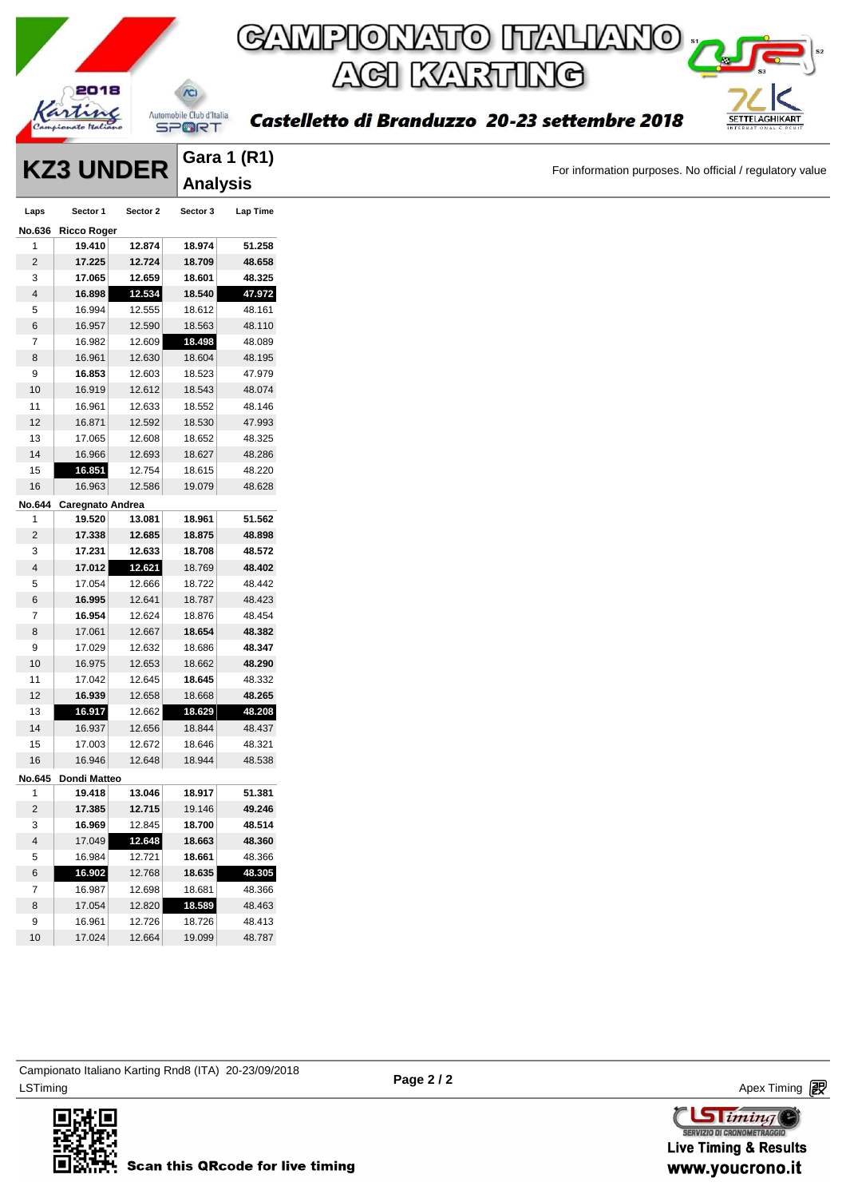# CAMPIONATO ITALIANO ACI KARTING

**Castelletto di Branduzzo 20-23 settembre 2018**

## KZ3 UNDER

### Gara 1 (R1) Analysis

For information purposes. No official / regulatory value

| Laps | Sector 1 | Sector 2 | Sector 3 | Lap Time |
|---|---|---|---|---|
| **No.636** | **Ricco Roger** | | | |
| 1 | **19.410** | **12.874** | **18.974** | **51.258** |
| 2 | **17.225** | **12.724** | **18.709** | **48.658** |
| 3 | **17.065** | **12.659** | **18.601** | **48.325** |
| 4 | **16.898** | **12.534** | **18.540** | **47.972** |
| 5 | 16.994 | 12.555 | 18.612 | 48.161 |
| 6 | 16.957 | 12.590 | 18.563 | 48.110 |
| 7 | 16.982 | 12.609 | **18.498** | 48.089 |
| 8 | 16.961 | 12.630 | 18.604 | 48.195 |
| 9 | **16.853** | 12.603 | 18.523 | 47.979 |
| 10 | 16.919 | 12.612 | 18.543 | 48.074 |
| 11 | 16.961 | 12.633 | 18.552 | 48.146 |
| 12 | 16.871 | 12.592 | 18.530 | 47.993 |
| 13 | 17.065 | 12.608 | 18.652 | 48.325 |
| 14 | 16.966 | 12.693 | 18.627 | 48.286 |
| 15 | **16.851** | 12.754 | 18.615 | 48.220 |
| 16 | 16.963 | 12.586 | 19.079 | 48.628 |
| **No.644** | **Caregnato Andrea** | | | |
| 1 | **19.520** | **13.081** | **18.961** | **51.562** |
| 2 | **17.338** | **12.685** | **18.875** | **48.898** |
| 3 | **17.231** | **12.633** | **18.708** | **48.572** |
| 4 | **17.012** | **12.621** | 18.769 | **48.402** |
| 5 | 17.054 | 12.666 | 18.722 | 48.442 |
| 6 | **16.995** | 12.641 | 18.787 | 48.423 |
| 7 | **16.954** | 12.624 | 18.876 | 48.454 |
| 8 | 17.061 | 12.667 | **18.654** | **48.382** |
| 9 | 17.029 | 12.632 | 18.686 | **48.347** |
| 10 | 16.975 | 12.653 | 18.662 | **48.290** |
| 11 | 17.042 | 12.645 | **18.645** | 48.332 |
| 12 | **16.939** | 12.658 | 18.668 | **48.265** |
| 13 | **16.917** | 12.662 | **18.629** | **48.208** |
| 14 | 16.937 | 12.656 | 18.844 | 48.437 |
| 15 | 17.003 | 12.672 | 18.646 | 48.321 |
| 16 | 16.946 | 12.648 | 18.944 | 48.538 |
| **No.645** | **Dondi Matteo** | | | |
| 1 | **19.418** | **13.046** | **18.917** | **51.381** |
| 2 | **17.385** | **12.715** | 19.146 | **49.246** |
| 3 | **16.969** | 12.845 | **18.700** | **48.514** |
| 4 | 17.049 | **12.648** | **18.663** | **48.360** |
| 5 | 16.984 | 12.721 | **18.661** | 48.366 |
| 6 | **16.902** | 12.768 | **18.635** | **48.305** |
| 7 | 16.987 | 12.698 | 18.681 | 48.366 |
| 8 | 17.054 | 12.820 | **18.589** | 48.463 |
| 9 | 16.961 | 12.726 | 18.726 | 48.413 |
| 10 | 17.024 | 12.664 | 19.099 | 48.787 |

Campionato Italiano Karting Rnd8 (ITA) 20-23/09/2018

LSTiming

Apex Timing

Scan this QRcode for live timing

Live Timing & Results www.youcrono.it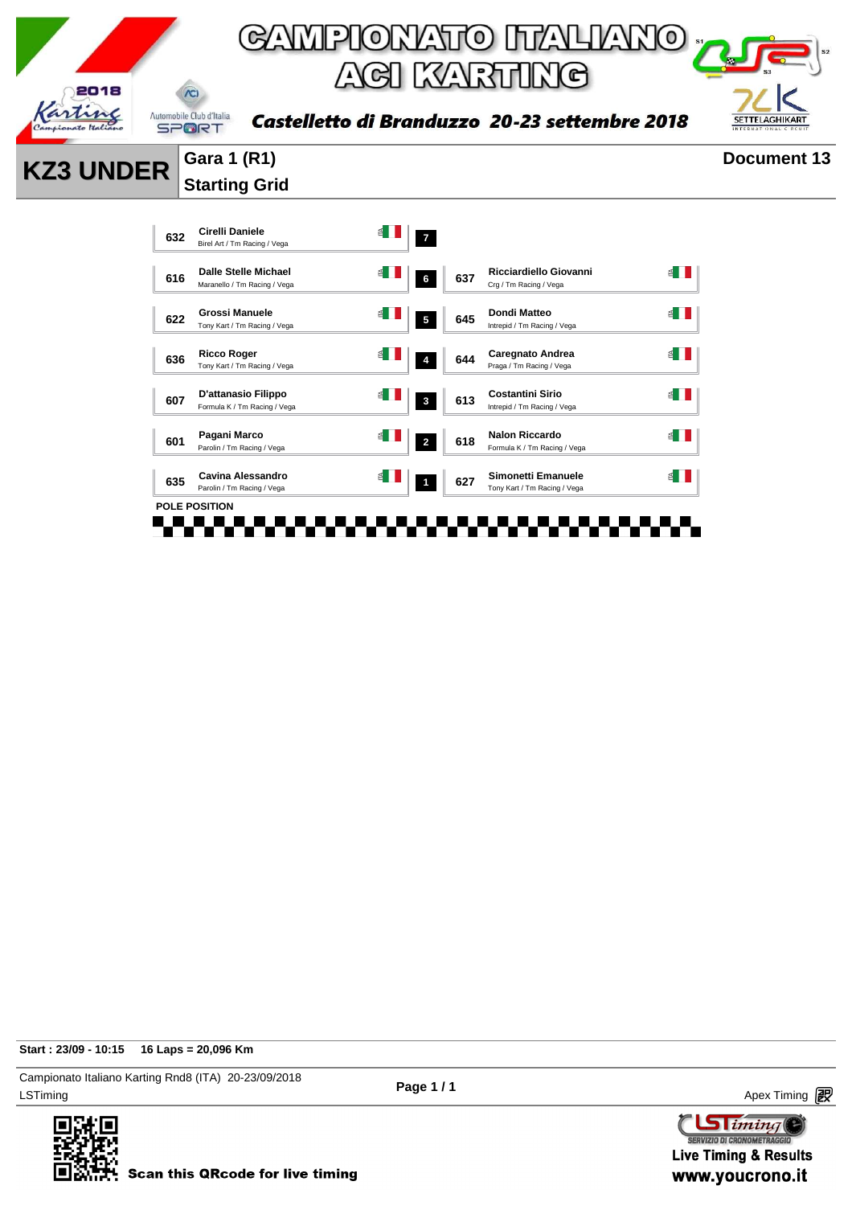# CAMPIONATO ITALIANO ACI KARTING

*Castelletto di Branduzzo 20-23 settembre 2018*

## KZ3 UNDER

**Gara 1 (R1)**
**Starting Grid**

**Document 13**

| No. | Driver | Team | Nat | Row | No. | Driver | Team | Nat |
|---|---|---|---|---|---|---|---|---|
| 632 | Cirelli Daniele | Birel Art / Tm Racing / Vega | ITA | 7 | | | | |
| 616 | Dalle Stelle Michael | Maranello / Tm Racing / Vega | ITA | 6 | 637 | Ricciardiello Giovanni | Crg / Tm Racing / Vega | ITA |
| 622 | Grossi Manuele | Tony Kart / Tm Racing / Vega | ITA | 5 | 645 | Dondi Matteo | Intrepid / Tm Racing / Vega | ITA |
| 636 | Ricco Roger | Tony Kart / Tm Racing / Vega | ITA | 4 | 644 | Caregnato Andrea | Praga / Tm Racing / Vega | ITA |
| 607 | D'attanasio Filippo | Formula K / Tm Racing / Vega | ITA | 3 | 613 | Costantini Sirio | Intrepid / Tm Racing / Vega | ITA |
| 601 | Pagani Marco | Parolin / Tm Racing / Vega | ITA | 2 | 618 | Nalon Riccardo | Formula K / Tm Racing / Vega | ITA |
| 635 | Cavina Alessandro | Parolin / Tm Racing / Vega | ITA | 1 | 627 | Simonetti Emanuele | Tony Kart / Tm Racing / Vega | ITA |

POLE POSITION

**Start : 23/09 - 10:15 16 Laps = 20,096 Km**

Campionato Italiano Karting Rnd8 (ITA) 20-23/09/2018
LSTiming

Apex Timing

Scan this QRcode for live timing

Live Timing & Results
www.youcrono.it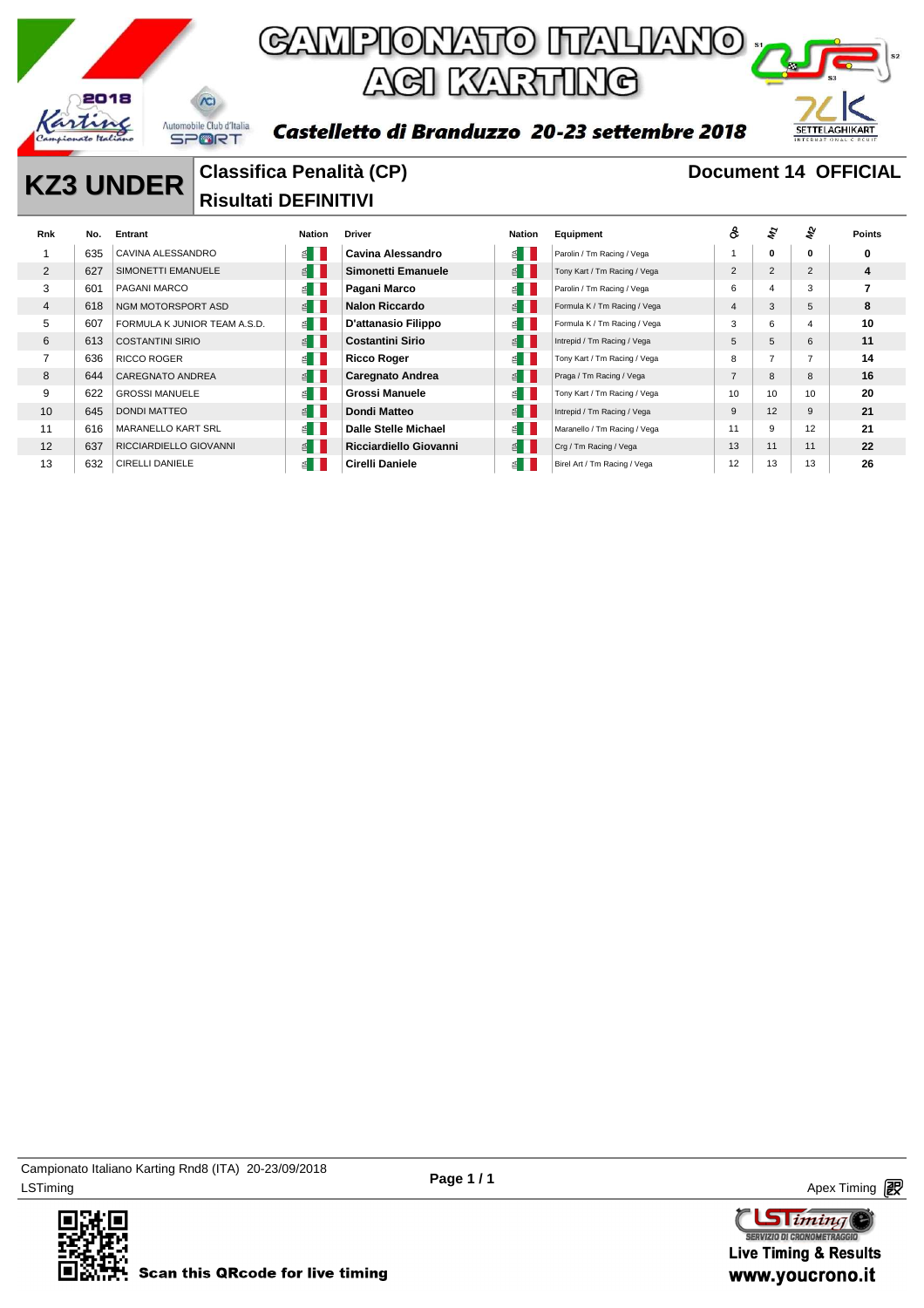# CAMPIONATO ITALIANO ACI KARTING

**Castelletto di Branduzzo 20-23 settembre 2018**

## KZ3 UNDER

**Classifica Penalità (CP)**

**Risultati DEFINITIVI**

**Document 14 OFFICIAL**

| Rnk | No. | Entrant | Nation | Driver | Nation | Equipment | Q | M1 | M2 | Points |
|---|---|---|---|---|---|---|---|---|---|---|
| 1 | 635 | CAVINA ALESSANDRO | ITA | **Cavina Alessandro** | ITA | Parolin / Tm Racing / Vega | 1 | **0** | **0** | **0** |
| 2 | 627 | SIMONETTI EMANUELE | ITA | **Simonetti Emanuele** | ITA | Tony Kart / Tm Racing / Vega | 2 | 2 | 2 | **4** |
| 3 | 601 | PAGANI MARCO | ITA | **Pagani Marco** | ITA | Parolin / Tm Racing / Vega | 6 | 4 | 3 | **7** |
| 4 | 618 | NGM MOTORSPORT ASD | ITA | **Nalon Riccardo** | ITA | Formula K / Tm Racing / Vega | 4 | 3 | 5 | **8** |
| 5 | 607 | FORMULA K JUNIOR TEAM A.S.D. | ITA | **D'attanasio Filippo** | ITA | Formula K / Tm Racing / Vega | 3 | 6 | 4 | **10** |
| 6 | 613 | COSTANTINI SIRIO | ITA | **Costantini Sirio** | ITA | Intrepid / Tm Racing / Vega | 5 | 5 | 6 | **11** |
| 7 | 636 | RICCO ROGER | ITA | **Ricco Roger** | ITA | Tony Kart / Tm Racing / Vega | 8 | 7 | 7 | **14** |
| 8 | 644 | CAREGNATO ANDREA | ITA | **Caregnato Andrea** | ITA | Praga / Tm Racing / Vega | 7 | 8 | 8 | **16** |
| 9 | 622 | GROSSI MANUELE | ITA | **Grossi Manuele** | ITA | Tony Kart / Tm Racing / Vega | 10 | 10 | 10 | **20** |
| 10 | 645 | DONDI MATTEO | ITA | **Dondi Matteo** | ITA | Intrepid / Tm Racing / Vega | 9 | 12 | 9 | **21** |
| 11 | 616 | MARANELLO KART SRL | ITA | **Dalle Stelle Michael** | ITA | Maranello / Tm Racing / Vega | 11 | 9 | 12 | **21** |
| 12 | 637 | RICCIARDIELLO GIOVANNI | ITA | **Ricciardiello Giovanni** | ITA | Crg / Tm Racing / Vega | 13 | 11 | 11 | **22** |
| 13 | 632 | CIRELLI DANIELE | ITA | **Cirelli Daniele** | ITA | Birel Art / Tm Racing / Vega | 12 | 13 | 13 | **26** |

Campionato Italiano Karting Rnd8 (ITA) 20-23/09/2018

LSTiming

Apex Timing

Scan this QRcode for live timing

Live Timing & Results
www.youcrono.it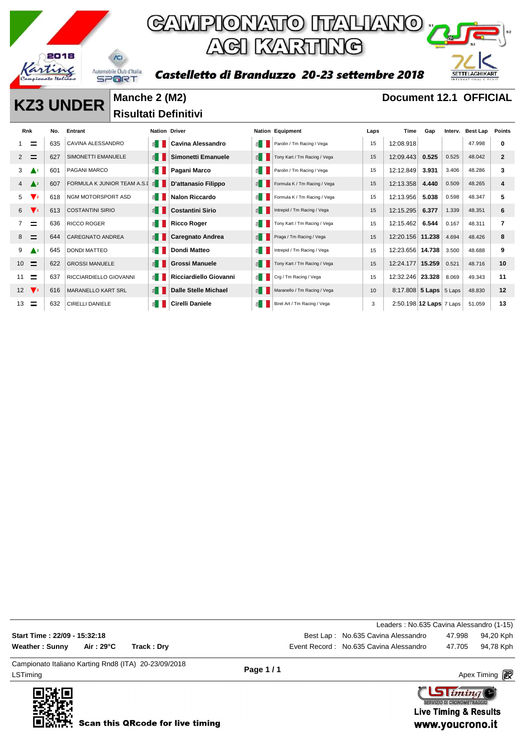# CAMPIONATO ITALIANO ACI KARTING

**Castelletto di Branduzzo 20-23 settembre 2018**

## KZ3 UNDER

**Manche 2 (M2)**
**Risultati Definitivi**

**Document 12.1 OFFICIAL**

| Rnk | | No. | Entrant | Nation | Driver | Nation | Equipment | Laps | Time | Gap | Interv. | Best Lap | Points |
|---|---|---|---|---|---|---|---|---|---|---|---|---|---|
| 1 | = | 635 | CAVINA ALESSANDRO | ITA | **Cavina Alessandro** | ITA | Parolin / Tm Racing / Vega | 15 | 12:08.918 | | | 47.998 | **0** |
| 2 | = | 627 | SIMONETTI EMANUELE | ITA | **Simonetti Emanuele** | ITA | Tony Kart / Tm Racing / Vega | 15 | 12:09.443 | **0.525** | 0.525 | 48.042 | **2** |
| 3 | ▲1 | 601 | PAGANI MARCO | ITA | **Pagani Marco** | ITA | Parolin / Tm Racing / Vega | 15 | 12:12.849 | **3.931** | 3.406 | 48.286 | **3** |
| 4 | ▲2 | 607 | FORMULA K JUNIOR TEAM A.S.D | ITA | **D'attanasio Filippo** | ITA | Formula K / Tm Racing / Vega | 15 | 12:13.358 | **4.440** | 0.509 | 48.265 | **4** |
| 5 | ▼2 | 618 | NGM MOTORSPORT ASD | ITA | **Nalon Riccardo** | ITA | Formula K / Tm Racing / Vega | 15 | 12:13.956 | **5.038** | 0.598 | 48.347 | **5** |
| 6 | ▼1 | 613 | COSTANTINI SIRIO | ITA | **Costantini Sirio** | ITA | Intrepid / Tm Racing / Vega | 15 | 12:15.295 | **6.377** | 1.339 | 48.351 | **6** |
| 7 | = | 636 | RICCO ROGER | ITA | **Ricco Roger** | ITA | Tony Kart / Tm Racing / Vega | 15 | 12:15.462 | **6.544** | 0.167 | 48.311 | **7** |
| 8 | = | 644 | CAREGNATO ANDREA | ITA | **Caregnato Andrea** | ITA | Praga / Tm Racing / Vega | 15 | 12:20.156 | **11.238** | 4.694 | 48.426 | **8** |
| 9 | ▲3 | 645 | DONDI MATTEO | ITA | **Dondi Matteo** | ITA | Intrepid / Tm Racing / Vega | 15 | 12:23.656 | **14.738** | 3.500 | 48.688 | **9** |
| 10 | = | 622 | GROSSI MANUELE | ITA | **Grossi Manuele** | ITA | Tony Kart / Tm Racing / Vega | 15 | 12:24.177 | **15.259** | 0.521 | 48.716 | **10** |
| 11 | = | 637 | RICCIARDIELLO GIOVANNI | ITA | **Ricciardiello Giovanni** | ITA | Crg / Tm Racing / Vega | 15 | 12:32.246 | **23.328** | 8.069 | 49.343 | **11** |
| 12 | ▼3 | 616 | MARANELLO KART SRL | ITA | **Dalle Stelle Michael** | ITA | Maranello / Tm Racing / Vega | 10 | 8:17.808 | **5 Laps** | 5 Laps | 48.830 | **12** |
| 13 | = | 632 | CIRELLI DANIELE | ITA | **Cirelli Daniele** | ITA | Birel Art / Tm Racing / Vega | 3 | 2:50.198 | **12 Laps** | 7 Laps | 51.059 | **13** |

Leaders : No.635 Cavina Alessandro (1-15)

**Start Time : 22/09 - 15:32:18**

**Weather : Sunny** **Air : 29°C** **Track : Dry**

Best Lap : No.635 Cavina Alessandro 47.998 94,20 Kph

Event Record : No.635 Cavina Alessandro 47.705 94,78 Kph

Campionato Italiano Karting Rnd8 (ITA) 20-23/09/2018

LSTiming

Apex Timing

Scan this QRcode for live timing

Live Timing & Results
www.youcrono.it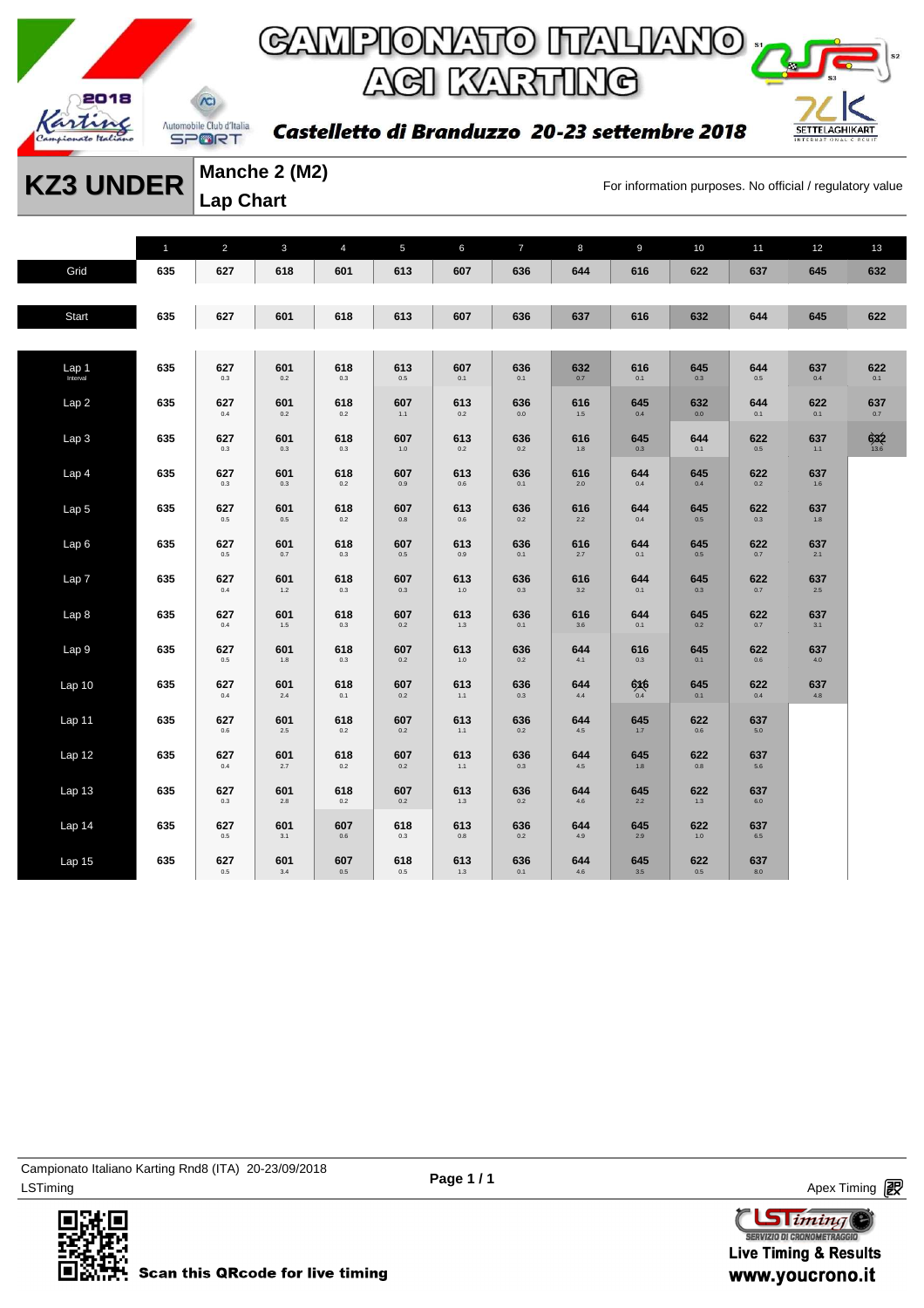# CAMPIONATO ITALIANO ACI KARTING

**Castelletto di Branduzzo 20-23 settembre 2018**

## KZ3 UNDER

**Manche 2 (M2)**
**Lap Chart**

For information purposes. No official / regulatory value

| | 1 | 2 | 3 | 4 | 5 | 6 | 7 | 8 | 9 | 10 | 11 | 12 | 13 |
|---|---|---|---|---|---|---|---|---|---|---|---|---|---|
| Grid | 635 | 627 | 618 | 601 | 613 | 607 | 636 | 644 | 616 | 622 | 637 | 645 | 632 |
| Start | 635 | 627 | 601 | 618 | 613 | 607 | 636 | 637 | 616 | 632 | 644 | 645 | 622 |
| Lap 1 (Interval) | 635 | 627 0.3 | 601 0.2 | 618 0.3 | 613 0.5 | 607 0.1 | 636 0.1 | 632 0.7 | 616 0.1 | 645 0.3 | 644 0.5 | 637 0.4 | 622 0.1 |
| Lap 2 | 635 | 627 0.4 | 601 0.2 | 618 0.2 | 607 1.1 | 613 0.2 | 636 0.0 | 616 1.5 | 645 0.4 | 632 0.0 | 644 0.1 | 622 0.1 | 637 0.7 |
| Lap 3 | 635 | 627 0.3 | 601 0.3 | 618 0.3 | 607 1.0 | 613 0.2 | 636 0.2 | 616 1.8 | 645 0.3 | 644 0.1 | 622 0.5 | 637 1.1 | 632 13.6 |
| Lap 4 | 635 | 627 0.3 | 601 0.3 | 618 0.2 | 607 0.9 | 613 0.6 | 636 0.1 | 616 2.0 | 644 0.4 | 645 0.4 | 622 0.2 | 637 1.6 | |
| Lap 5 | 635 | 627 0.5 | 601 0.5 | 618 0.2 | 607 0.8 | 613 0.6 | 636 0.2 | 616 2.2 | 644 0.4 | 645 0.5 | 622 0.3 | 637 1.8 | |
| Lap 6 | 635 | 627 0.5 | 601 0.7 | 618 0.3 | 607 0.5 | 613 0.9 | 636 0.1 | 616 2.7 | 644 0.1 | 645 0.5 | 622 0.7 | 637 2.1 | |
| Lap 7 | 635 | 627 0.4 | 601 1.2 | 618 0.3 | 607 0.3 | 613 1.0 | 636 0.3 | 616 3.2 | 644 0.1 | 645 0.3 | 622 0.7 | 637 2.5 | |
| Lap 8 | 635 | 627 0.4 | 601 1.5 | 618 0.3 | 607 0.2 | 613 1.3 | 636 0.1 | 616 3.6 | 644 0.1 | 645 0.2 | 622 0.7 | 637 3.1 | |
| Lap 9 | 635 | 627 0.5 | 601 1.8 | 618 0.3 | 607 0.2 | 613 1.0 | 636 0.2 | 644 4.1 | 616 0.3 | 645 0.1 | 622 0.6 | 637 4.0 | |
| Lap 10 | 635 | 627 0.4 | 601 2.4 | 618 0.1 | 607 0.2 | 613 1.1 | 636 0.3 | 644 4.4 | 616 0.4 | 645 0.1 | 622 0.4 | 637 4.8 | |
| Lap 11 | 635 | 627 0.6 | 601 2.5 | 618 0.2 | 607 0.2 | 613 1.1 | 636 0.2 | 644 4.5 | 645 1.7 | 622 0.6 | 637 5.0 | | |
| Lap 12 | 635 | 627 0.4 | 601 2.7 | 618 0.2 | 607 0.2 | 613 1.1 | 636 0.3 | 644 4.5 | 645 1.8 | 622 0.8 | 637 5.6 | | |
| Lap 13 | 635 | 627 0.3 | 601 2.8 | 618 0.2 | 607 0.2 | 613 1.3 | 636 0.2 | 644 4.6 | 645 2.2 | 622 1.3 | 637 6.0 | | |
| Lap 14 | 635 | 627 0.5 | 601 3.1 | 607 0.6 | 618 0.3 | 613 0.8 | 636 0.2 | 644 4.9 | 645 2.9 | 622 1.0 | 637 6.5 | | |
| Lap 15 | 635 | 627 0.5 | 601 3.4 | 607 0.5 | 618 0.5 | 613 1.3 | 636 0.1 | 644 4.6 | 645 3.5 | 622 0.5 | 637 8.0 | | |

Campionato Italiano Karting Rnd8 (ITA) 20-23/09/2018
LSTiming

Apex Timing

Scan this QRcode for live timing

Live Timing & Results
www.youcrono.it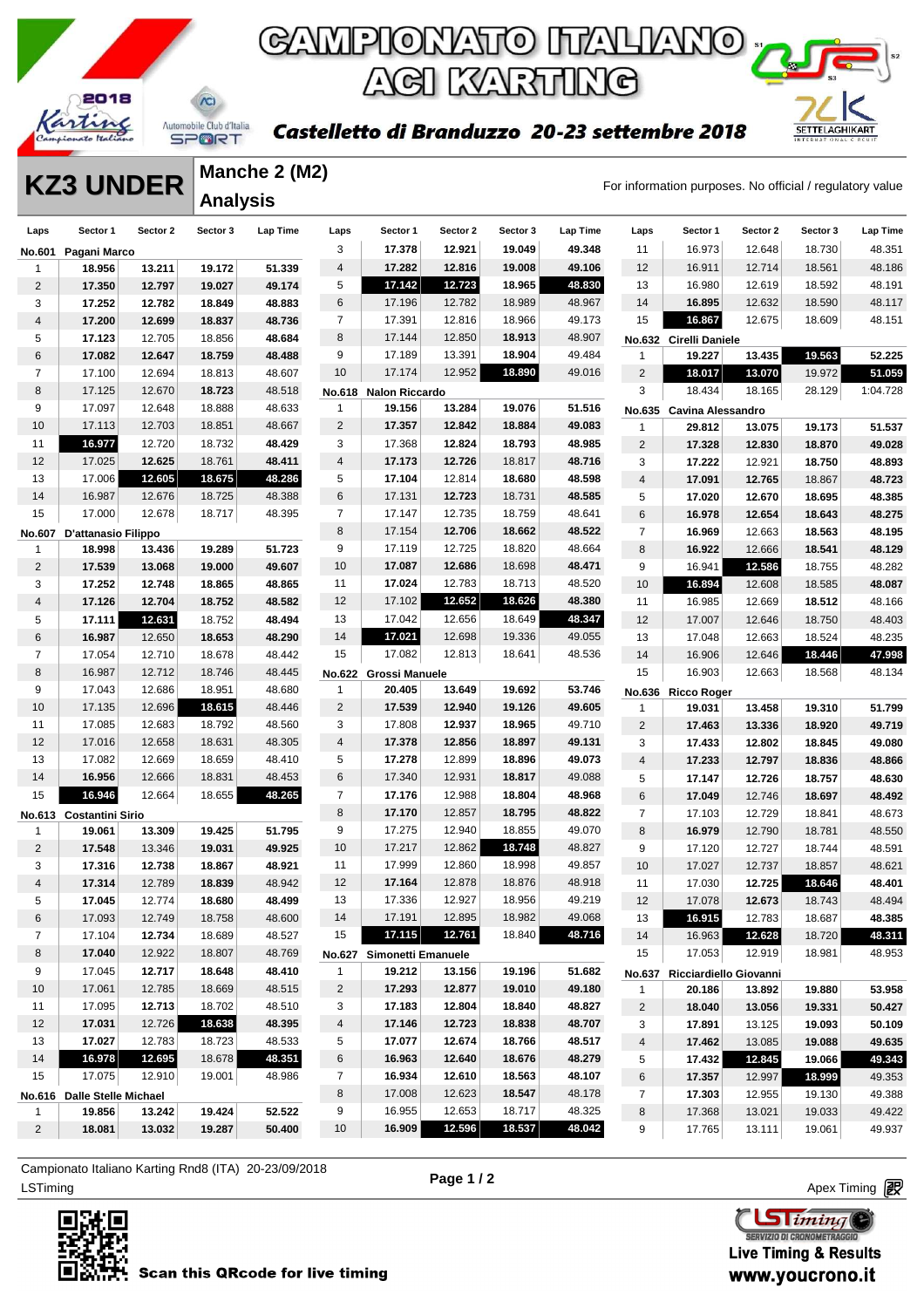# CAMPIONATO ITALIANO ACI KARTING

**Castelletto di Branduzzo 20-23 settembre 2018**

## KZ3 UNDER

### Manche 2 (M2) Analysis

For information purposes. No official / regulatory value

**No.601 Pagani Marco**

| Laps | Sector 1 | Sector 2 | Sector 3 | Lap Time |
|---|---|---|---|---|
| 1 | 18.956 | 13.211 | 19.172 | 51.339 |
| 2 | 17.350 | 12.797 | 19.027 | 49.174 |
| 3 | 17.252 | 12.782 | 18.849 | 48.883 |
| 4 | 17.200 | 12.699 | 18.837 | 48.736 |
| 5 | 17.123 | 12.705 | 18.856 | 48.684 |
| 6 | 17.082 | 12.647 | 18.759 | 48.488 |
| 7 | 17.100 | 12.694 | 18.813 | 48.607 |
| 8 | 17.125 | 12.670 | 18.723 | 48.518 |
| 9 | 17.097 | 12.648 | 18.888 | 48.633 |
| 10 | 17.113 | 12.703 | 18.851 | 48.667 |
| 11 | 16.977 | 12.720 | 18.732 | 48.429 |
| 12 | 17.025 | 12.625 | 18.761 | 48.411 |
| 13 | 17.006 | 12.605 | 18.675 | 48.286 |
| 14 | 16.987 | 12.676 | 18.725 | 48.388 |
| 15 | 17.000 | 12.678 | 18.717 | 48.395 |

**No.607 D'attanasio Filippo**

| Laps | Sector 1 | Sector 2 | Sector 3 | Lap Time |
|---|---|---|---|---|
| 1 | 18.998 | 13.436 | 19.289 | 51.723 |
| 2 | 17.539 | 13.068 | 19.000 | 49.607 |
| 3 | 17.252 | 12.748 | 18.865 | 48.865 |
| 4 | 17.126 | 12.704 | 18.752 | 48.582 |
| 5 | 17.111 | 12.631 | 18.752 | 48.494 |
| 6 | 16.987 | 12.650 | 18.653 | 48.290 |
| 7 | 17.054 | 12.710 | 18.678 | 48.442 |
| 8 | 16.987 | 12.712 | 18.746 | 48.445 |
| 9 | 17.043 | 12.686 | 18.951 | 48.680 |
| 10 | 17.135 | 12.696 | 18.615 | 48.446 |
| 11 | 17.085 | 12.683 | 18.792 | 48.560 |
| 12 | 17.016 | 12.658 | 18.631 | 48.305 |
| 13 | 17.082 | 12.669 | 18.659 | 48.410 |
| 14 | 16.956 | 12.666 | 18.831 | 48.453 |
| 15 | 16.946 | 12.664 | 18.655 | 48.265 |

**No.613 Costantini Sirio**

| Laps | Sector 1 | Sector 2 | Sector 3 | Lap Time |
|---|---|---|---|---|
| 1 | 19.061 | 13.309 | 19.425 | 51.795 |
| 2 | 17.548 | 13.346 | 19.031 | 49.925 |
| 3 | 17.316 | 12.738 | 18.867 | 48.921 |
| 4 | 17.314 | 12.789 | 18.839 | 48.942 |
| 5 | 17.045 | 12.774 | 18.680 | 48.499 |
| 6 | 17.093 | 12.749 | 18.758 | 48.600 |
| 7 | 17.104 | 12.734 | 18.689 | 48.527 |
| 8 | 17.040 | 12.922 | 18.807 | 48.769 |
| 9 | 17.045 | 12.717 | 18.648 | 48.410 |
| 10 | 17.061 | 12.785 | 18.669 | 48.515 |
| 11 | 17.095 | 12.713 | 18.702 | 48.510 |
| 12 | 17.031 | 12.726 | 18.638 | 48.395 |
| 13 | 17.027 | 12.783 | 18.723 | 48.533 |
| 14 | 16.978 | 12.695 | 18.678 | 48.351 |
| 15 | 17.075 | 12.910 | 19.001 | 48.986 |

**No.616 Dalle Stelle Michael**

| Laps | Sector 1 | Sector 2 | Sector 3 | Lap Time |
|---|---|---|---|---|
| 1 | 19.856 | 13.242 | 19.424 | 52.522 |
| 2 | 18.081 | 13.032 | 19.287 | 50.400 |
| 3 | 17.378 | 12.921 | 19.049 | 49.348 |
| 4 | 17.282 | 12.816 | 19.008 | 49.106 |
| 5 | 17.142 | 12.723 | 18.965 | 48.830 |
| 6 | 17.196 | 12.782 | 18.989 | 48.967 |
| 7 | 17.391 | 12.816 | 18.966 | 49.173 |
| 8 | 17.144 | 12.850 | 18.913 | 48.907 |
| 9 | 17.189 | 13.391 | 18.904 | 49.484 |
| 10 | 17.174 | 12.952 | 18.890 | 49.016 |

**No.618 Nalon Riccardo**

| Laps | Sector 1 | Sector 2 | Sector 3 | Lap Time |
|---|---|---|---|---|
| 1 | 19.156 | 13.284 | 19.076 | 51.516 |
| 2 | 17.357 | 12.842 | 18.884 | 49.083 |
| 3 | 17.368 | 12.824 | 18.793 | 48.985 |
| 4 | 17.173 | 12.726 | 18.817 | 48.716 |
| 5 | 17.104 | 12.814 | 18.680 | 48.598 |
| 6 | 17.131 | 12.723 | 18.731 | 48.585 |
| 7 | 17.147 | 12.735 | 18.759 | 48.641 |
| 8 | 17.154 | 12.706 | 18.662 | 48.522 |
| 9 | 17.119 | 12.725 | 18.820 | 48.664 |
| 10 | 17.087 | 12.686 | 18.698 | 48.471 |
| 11 | 17.024 | 12.783 | 18.713 | 48.520 |
| 12 | 17.102 | 12.652 | 18.626 | 48.380 |
| 13 | 17.042 | 12.656 | 18.649 | 48.347 |
| 14 | 17.021 | 12.698 | 19.336 | 49.055 |
| 15 | 17.082 | 12.813 | 18.641 | 48.536 |

**No.622 Grossi Manuele**

| Laps | Sector 1 | Sector 2 | Sector 3 | Lap Time |
|---|---|---|---|---|
| 1 | 20.405 | 13.649 | 19.692 | 53.746 |
| 2 | 17.539 | 12.940 | 19.126 | 49.605 |
| 3 | 17.808 | 12.937 | 18.965 | 49.710 |
| 4 | 17.378 | 12.856 | 18.897 | 49.131 |
| 5 | 17.278 | 12.899 | 18.896 | 49.073 |
| 6 | 17.340 | 12.931 | 18.817 | 49.088 |
| 7 | 17.176 | 12.988 | 18.804 | 48.968 |
| 8 | 17.170 | 12.857 | 18.795 | 48.822 |
| 9 | 17.275 | 12.940 | 18.855 | 49.070 |
| 10 | 17.217 | 12.862 | 18.748 | 48.827 |
| 11 | 17.999 | 12.860 | 18.998 | 49.857 |
| 12 | 17.164 | 12.878 | 18.876 | 48.918 |
| 13 | 17.336 | 12.927 | 18.956 | 49.219 |
| 14 | 17.191 | 12.895 | 18.982 | 49.068 |
| 15 | 17.115 | 12.761 | 18.840 | 48.716 |

**No.627 Simonetti Emanuele**

| Laps | Sector 1 | Sector 2 | Sector 3 | Lap Time |
|---|---|---|---|---|
| 1 | 19.212 | 13.156 | 19.196 | 51.682 |
| 2 | 17.293 | 12.877 | 19.010 | 49.180 |
| 3 | 17.183 | 12.804 | 18.840 | 48.827 |
| 4 | 17.146 | 12.723 | 18.838 | 48.707 |
| 5 | 17.077 | 12.674 | 18.766 | 48.517 |
| 6 | 16.963 | 12.640 | 18.676 | 48.279 |
| 7 | 16.934 | 12.610 | 18.563 | 48.107 |
| 8 | 17.008 | 12.623 | 18.547 | 48.178 |
| 9 | 16.955 | 12.653 | 18.717 | 48.325 |
| 10 | 16.909 | 12.596 | 18.537 | 48.042 |
| 11 | 16.973 | 12.648 | 18.730 | 48.351 |
| 12 | 16.911 | 12.714 | 18.561 | 48.186 |
| 13 | 16.980 | 12.619 | 18.592 | 48.191 |
| 14 | 16.895 | 12.632 | 18.590 | 48.117 |
| 15 | 16.867 | 12.675 | 18.609 | 48.151 |

**No.632 Cirelli Daniele**

| Laps | Sector 1 | Sector 2 | Sector 3 | Lap Time |
|---|---|---|---|---|
| 1 | 19.227 | 13.435 | 19.563 | 52.225 |
| 2 | 18.017 | 13.070 | 19.972 | 51.059 |
| 3 | 18.434 | 18.165 | 28.129 | 1:04.728 |

**No.635 Cavina Alessandro**

| Laps | Sector 1 | Sector 2 | Sector 3 | Lap Time |
|---|---|---|---|---|
| 1 | 29.812 | 13.075 | 19.173 | 51.537 |
| 2 | 17.328 | 12.830 | 18.870 | 49.028 |
| 3 | 17.222 | 12.921 | 18.750 | 48.893 |
| 4 | 17.091 | 12.765 | 18.867 | 48.723 |
| 5 | 17.020 | 12.670 | 18.695 | 48.385 |
| 6 | 16.978 | 12.654 | 18.643 | 48.275 |
| 7 | 16.969 | 12.663 | 18.563 | 48.195 |
| 8 | 16.922 | 12.666 | 18.541 | 48.129 |
| 9 | 16.941 | 12.586 | 18.755 | 48.282 |
| 10 | 16.894 | 12.608 | 18.585 | 48.087 |
| 11 | 16.985 | 12.669 | 18.512 | 48.166 |
| 12 | 17.007 | 12.646 | 18.750 | 48.403 |
| 13 | 17.048 | 12.663 | 18.524 | 48.235 |
| 14 | 16.906 | 12.646 | 18.446 | 47.998 |
| 15 | 16.903 | 12.663 | 18.568 | 48.134 |

**No.636 Ricco Roger**

| Laps | Sector 1 | Sector 2 | Sector 3 | Lap Time |
|---|---|---|---|---|
| 1 | 19.031 | 13.458 | 19.310 | 51.799 |
| 2 | 17.463 | 13.336 | 18.920 | 49.719 |
| 3 | 17.433 | 12.802 | 18.845 | 49.080 |
| 4 | 17.233 | 12.797 | 18.836 | 48.866 |
| 5 | 17.147 | 12.726 | 18.757 | 48.630 |
| 6 | 17.049 | 12.746 | 18.697 | 48.492 |
| 7 | 17.103 | 12.729 | 18.841 | 48.673 |
| 8 | 16.979 | 12.790 | 18.781 | 48.550 |
| 9 | 17.120 | 12.727 | 18.744 | 48.591 |
| 10 | 17.027 | 12.737 | 18.857 | 48.621 |
| 11 | 17.030 | 12.725 | 18.646 | 48.401 |
| 12 | 17.078 | 12.673 | 18.743 | 48.494 |
| 13 | 16.915 | 12.783 | 18.687 | 48.385 |
| 14 | 16.963 | 12.628 | 18.720 | 48.311 |
| 15 | 17.053 | 12.919 | 18.981 | 48.953 |

**No.637 Ricciardiello Giovanni**

| Laps | Sector 1 | Sector 2 | Sector 3 | Lap Time |
|---|---|---|---|---|
| 1 | 20.186 | 13.892 | 19.880 | 53.958 |
| 2 | 18.040 | 13.056 | 19.331 | 50.427 |
| 3 | 17.891 | 13.125 | 19.093 | 50.109 |
| 4 | 17.462 | 13.085 | 19.088 | 49.635 |
| 5 | 17.432 | 12.845 | 19.066 | 49.343 |
| 6 | 17.357 | 12.997 | 18.999 | 49.353 |
| 7 | 17.303 | 12.955 | 19.130 | 49.388 |
| 8 | 17.368 | 13.021 | 19.033 | 49.422 |
| 9 | 17.765 | 13.111 | 19.061 | 49.937 |

Campionato Italiano Karting Rnd8 (ITA) 20-23/09/2018

LSTiming — Apex Timing

Scan this QRcode for live timing

Live Timing & Results www.youcrono.it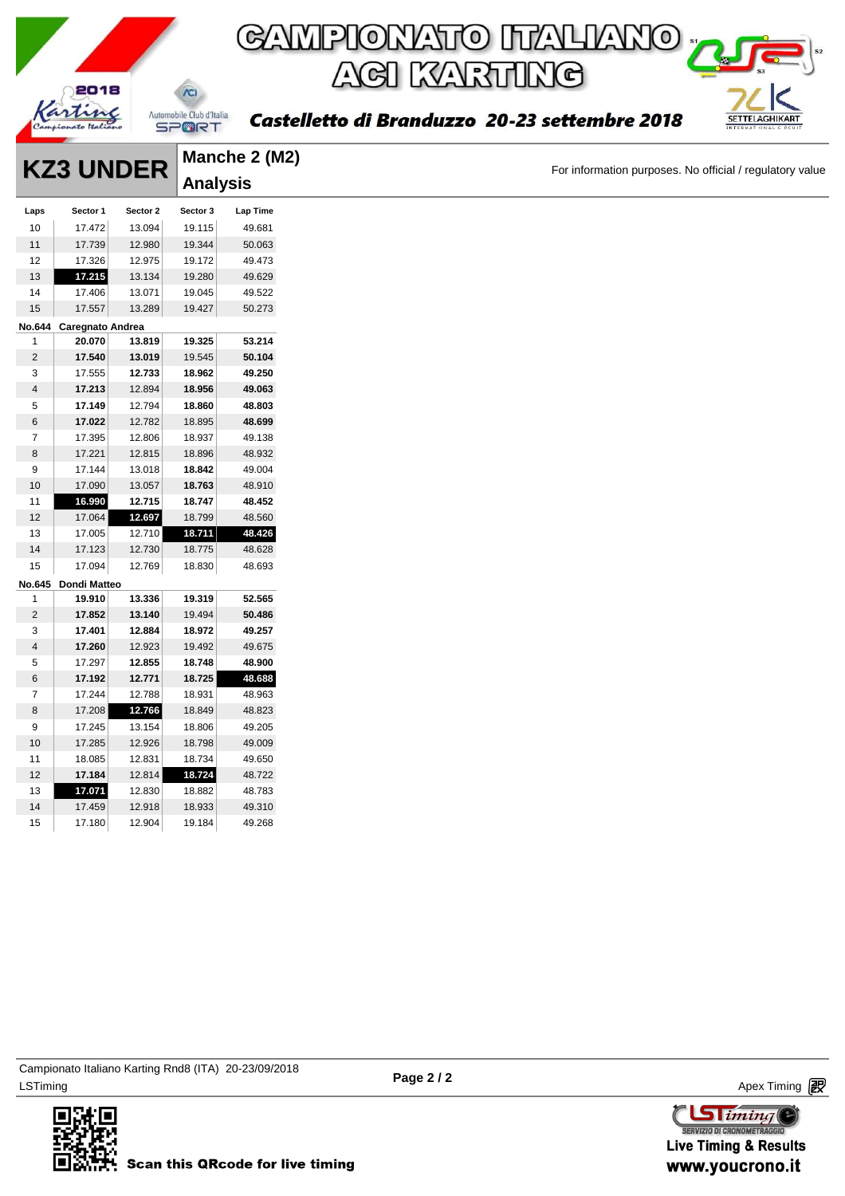# CAMPIONATO ITALIANO ACI KARTING

## Castelletto di Branduzzo 20-23 settembre 2018

## KZ3 UNDER

### Manche 2 (M2) Analysis

For information purposes. No official / regulatory value

| Laps | Sector 1 | Sector 2 | Sector 3 | Lap Time |
|---|---|---|---|---|
| 10 | 17.472 | 13.094 | 19.115 | 49.681 |
| 11 | 17.739 | 12.980 | 19.344 | 50.063 |
| 12 | 17.326 | 12.975 | 19.172 | 49.473 |
| 13 | **17.215** | 13.134 | 19.280 | 49.629 |
| 14 | 17.406 | 13.071 | 19.045 | 49.522 |
| 15 | 17.557 | 13.289 | 19.427 | 50.273 |

**No.644 Caregnato Andrea**

| Laps | Sector 1 | Sector 2 | Sector 3 | Lap Time |
|---|---|---|---|---|
| 1 | **20.070** | **13.819** | **19.325** | **53.214** |
| 2 | **17.540** | **13.019** | 19.545 | **50.104** |
| 3 | 17.555 | **12.733** | **18.962** | **49.250** |
| 4 | **17.213** | 12.894 | **18.956** | **49.063** |
| 5 | **17.149** | 12.794 | **18.860** | **48.803** |
| 6 | **17.022** | 12.782 | 18.895 | **48.699** |
| 7 | 17.395 | 12.806 | 18.937 | 49.138 |
| 8 | 17.221 | 12.815 | 18.896 | 48.932 |
| 9 | 17.144 | 13.018 | **18.842** | 49.004 |
| 10 | 17.090 | 13.057 | **18.763** | 48.910 |
| 11 | **16.990** | **12.715** | **18.747** | **48.452** |
| 12 | 17.064 | **12.697** | 18.799 | 48.560 |
| 13 | 17.005 | 12.710 | **18.711** | **48.426** |
| 14 | 17.123 | 12.730 | 18.775 | 48.628 |
| 15 | 17.094 | 12.769 | 18.830 | 48.693 |

**No.645 Dondi Matteo**

| Laps | Sector 1 | Sector 2 | Sector 3 | Lap Time |
|---|---|---|---|---|
| 1 | **19.910** | **13.336** | **19.319** | **52.565** |
| 2 | **17.852** | **13.140** | 19.494 | **50.486** |
| 3 | **17.401** | **12.884** | **18.972** | **49.257** |
| 4 | **17.260** | 12.923 | 19.492 | 49.675 |
| 5 | 17.297 | **12.855** | **18.748** | **48.900** |
| 6 | **17.192** | **12.771** | **18.725** | **48.688** |
| 7 | 17.244 | 12.788 | 18.931 | 48.963 |
| 8 | 17.208 | **12.766** | 18.849 | 48.823 |
| 9 | 17.245 | 13.154 | 18.806 | 49.205 |
| 10 | 17.285 | 12.926 | 18.798 | 49.009 |
| 11 | 18.085 | 12.831 | 18.734 | 49.650 |
| 12 | **17.184** | 12.814 | **18.724** | 48.722 |
| 13 | **17.071** | 12.830 | 18.882 | 48.783 |
| 14 | 17.459 | 12.918 | 18.933 | 49.310 |
| 15 | 17.180 | 12.904 | 19.184 | 49.268 |

Campionato Italiano Karting Rnd8 (ITA) 20-23/09/2018
LSTiming

Apex Timing

Scan this QRcode for live timing

Live Timing & Results
www.youcrono.it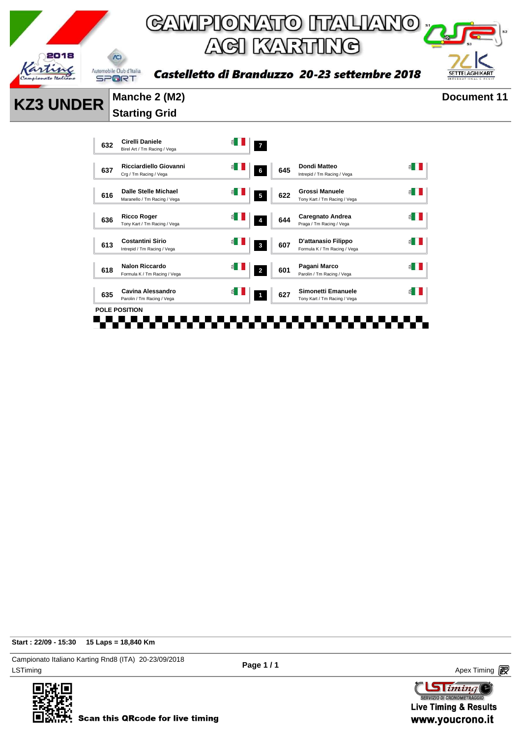# CAMPIONATO ITALIANO ACI KARTING

**Castelletto di Branduzzo 20-23 settembre 2018**

## KZ3 UNDER

**Manche 2 (M2)**

**Starting Grid**

**Document 11**

| No. | Driver | Team | Nat. | Row | No. | Driver | Team | Nat. |
|---|---|---|---|---|---|---|---|---|
| 632 | Cirelli Daniele | Birel Art / Tm Racing / Vega | ITA | 7 | | | | |
| 637 | Ricciardiello Giovanni | Crg / Tm Racing / Vega | ITA | 6 | 645 | Dondi Matteo | Intrepid / Tm Racing / Vega | ITA |
| 616 | Dalle Stelle Michael | Maranello / Tm Racing / Vega | ITA | 5 | 622 | Grossi Manuele | Tony Kart / Tm Racing / Vega | ITA |
| 636 | Ricco Roger | Tony Kart / Tm Racing / Vega | ITA | 4 | 644 | Caregnato Andrea | Praga / Tm Racing / Vega | ITA |
| 613 | Costantini Sirio | Intrepid / Tm Racing / Vega | ITA | 3 | 607 | D'attanasio Filippo | Formula K / Tm Racing / Vega | ITA |
| 618 | Nalon Riccardo | Formula K / Tm Racing / Vega | ITA | 2 | 601 | Pagani Marco | Parolin / Tm Racing / Vega | ITA |
| 635 | Cavina Alessandro | Parolin / Tm Racing / Vega | ITA | 1 | 627 | Simonetti Emanuele | Tony Kart / Tm Racing / Vega | ITA |

POLE POSITION

**Start : 22/09 - 15:30** **15 Laps = 18,840 Km**

Campionato Italiano Karting Rnd8 (ITA) 20-23/09/2018

LSTiming

Apex Timing

Scan this QRcode for live timing

Live Timing & Results
www.youcrono.it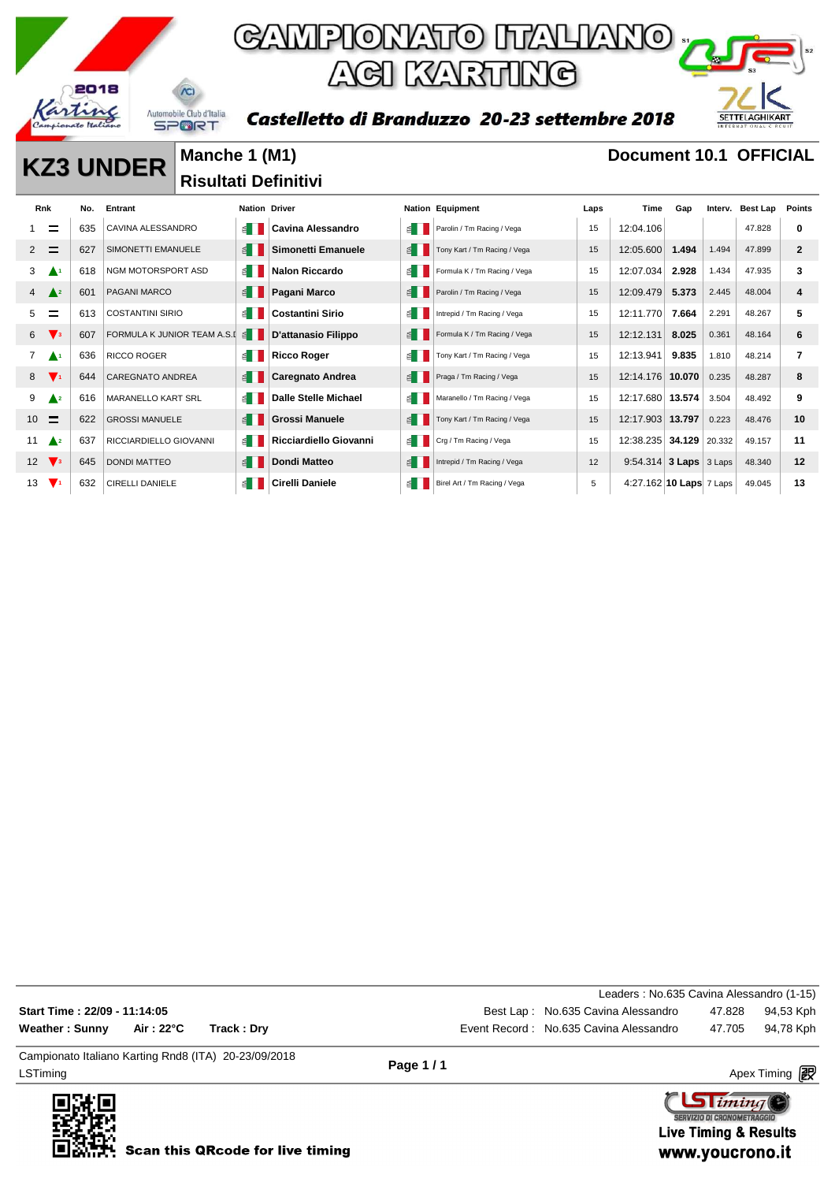# CAMPIONATO ITALIANO ACI KARTING

**Castelletto di Branduzzo 20-23 settembre 2018**

## KZ3 UNDER

**Manche 1 (M1)**
**Risultati Definitivi**

**Document 10.1 OFFICIAL**

| Rnk | | No. | Entrant | Nation | Driver | Nation | Equipment | Laps | Time | Gap | Interv. | Best Lap | Points |
|---|---|---|---|---|---|---|---|---|---|---|---|---|---|
| 1 | = | 635 | CAVINA ALESSANDRO | ITA | **Cavina Alessandro** | ITA | Parolin / Tm Racing / Vega | 15 | 12:04.106 | | | 47.828 | **0** |
| 2 | = | 627 | SIMONETTI EMANUELE | ITA | **Simonetti Emanuele** | ITA | Tony Kart / Tm Racing / Vega | 15 | 12:05.600 | **1.494** | 1.494 | 47.899 | **2** |
| 3 | ▲1 | 618 | NGM MOTORSPORT ASD | ITA | **Nalon Riccardo** | ITA | Formula K / Tm Racing / Vega | 15 | 12:07.034 | **2.928** | 1.434 | 47.935 | **3** |
| 4 | ▲2 | 601 | PAGANI MARCO | ITA | **Pagani Marco** | ITA | Parolin / Tm Racing / Vega | 15 | 12:09.479 | **5.373** | 2.445 | 48.004 | **4** |
| 5 | = | 613 | COSTANTINI SIRIO | ITA | **Costantini Sirio** | ITA | Intrepid / Tm Racing / Vega | 15 | 12:11.770 | **7.664** | 2.291 | 48.267 | **5** |
| 6 | ▼3 | 607 | FORMULA K JUNIOR TEAM A.S.D | ITA | **D'attanasio Filippo** | ITA | Formula K / Tm Racing / Vega | 15 | 12:12.131 | **8.025** | 0.361 | 48.164 | **6** |
| 7 | ▲1 | 636 | RICCO ROGER | ITA | **Ricco Roger** | ITA | Tony Kart / Tm Racing / Vega | 15 | 12:13.941 | **9.835** | 1.810 | 48.214 | **7** |
| 8 | ▼1 | 644 | CAREGNATO ANDREA | ITA | **Caregnato Andrea** | ITA | Praga / Tm Racing / Vega | 15 | 12:14.176 | **10.070** | 0.235 | 48.287 | **8** |
| 9 | ▲2 | 616 | MARANELLO KART SRL | ITA | **Dalle Stelle Michael** | ITA | Maranello / Tm Racing / Vega | 15 | 12:17.680 | **13.574** | 3.504 | 48.492 | **9** |
| 10 | = | 622 | GROSSI MANUELE | ITA | **Grossi Manuele** | ITA | Tony Kart / Tm Racing / Vega | 15 | 12:17.903 | **13.797** | 0.223 | 48.476 | **10** |
| 11 | ▲2 | 637 | RICCIARDIELLO GIOVANNI | ITA | **Ricciardiello Giovanni** | ITA | Crg / Tm Racing / Vega | 15 | 12:38.235 | **34.129** | 20.332 | 49.157 | **11** |
| 12 | ▼3 | 645 | DONDI MATTEO | ITA | **Dondi Matteo** | ITA | Intrepid / Tm Racing / Vega | 12 | 9:54.314 | **3 Laps** | 3 Laps | 48.340 | **12** |
| 13 | ▼1 | 632 | CIRELLI DANIELE | ITA | **Cirelli Daniele** | ITA | Birel Art / Tm Racing / Vega | 5 | 4:27.162 | **10 Laps** | 7 Laps | 49.045 | **13** |

Leaders : No.635 Cavina Alessandro (1-15)

**Start Time : 22/09 - 11:14:05**
**Weather : Sunny** **Air : 22°C** **Track : Dry**

| | | | |
|---|---|---|---|
| Best Lap : | No.635 Cavina Alessandro | 47.828 | 94,53 Kph |
| Event Record : | No.635 Cavina Alessandro | 47.705 | 94,78 Kph |

Campionato Italiano Karting Rnd8 (ITA) 20-23/09/2018

LSTiming

Apex Timing

Scan this QRcode for live timing

Live Timing & Results
www.youcrono.it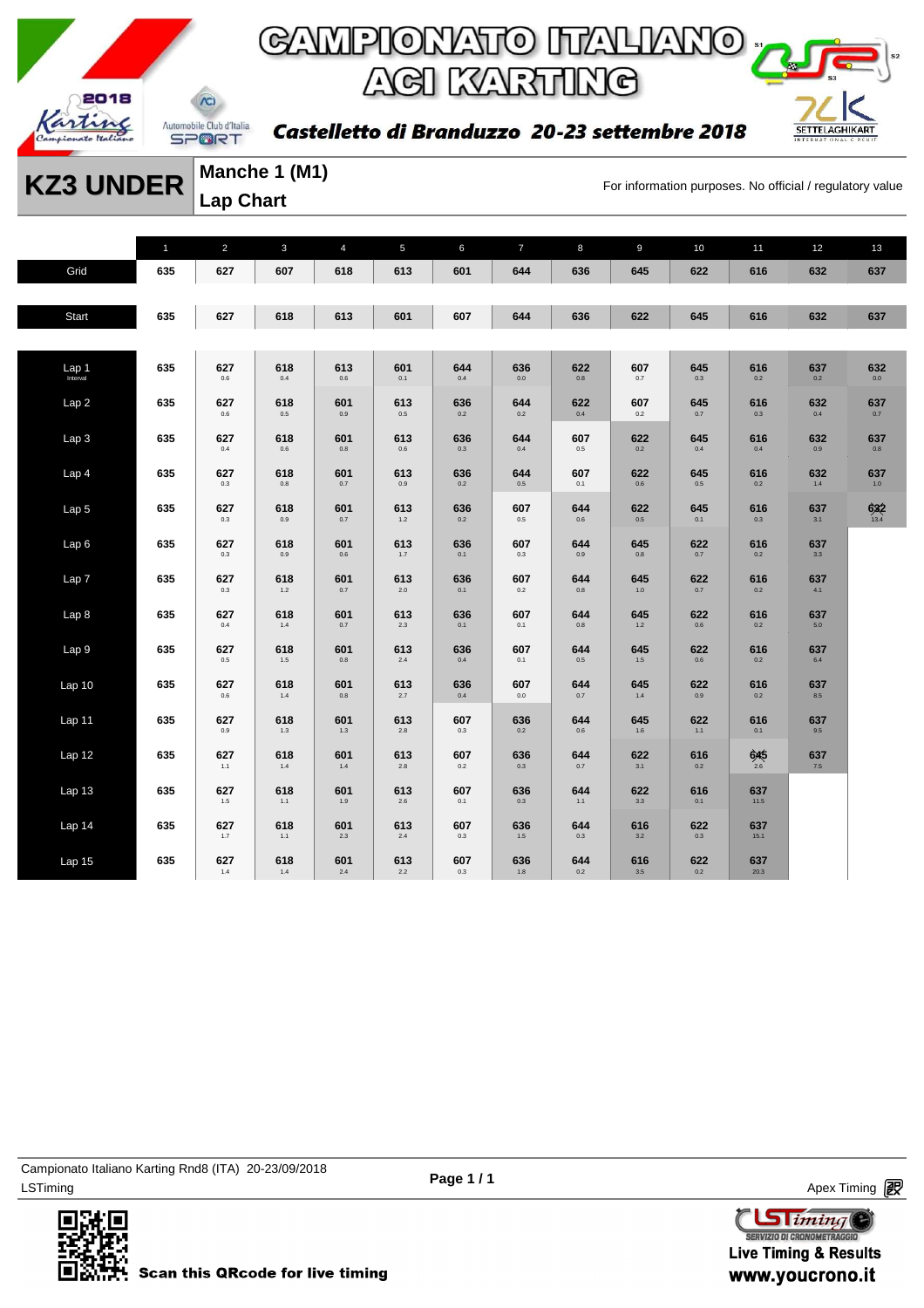# CAMPIONATO ITALIANO ACI KARTING

**Castelletto di Branduzzo 20-23 settembre 2018**

## KZ3 UNDER

**Manche 1 (M1)**
**Lap Chart**

For information purposes. No official / regulatory value

| | 1 | 2 | 3 | 4 | 5 | 6 | 7 | 8 | 9 | 10 | 11 | 12 | 13 |
|---|---|---|---|---|---|---|---|---|---|---|---|---|---|
| Grid | 635 | 627 | 607 | 618 | 613 | 601 | 644 | 636 | 645 | 622 | 616 | 632 | 637 |
| Start | 635 | 627 | 618 | 613 | 601 | 607 | 644 | 636 | 622 | 645 | 616 | 632 | 637 |
| Lap 1 Interval | 635 | 627 0.6 | 618 0.4 | 613 0.6 | 601 0.1 | 644 0.4 | 636 0.0 | 622 0.8 | 607 0.7 | 645 0.3 | 616 0.2 | 637 0.2 | 632 0.0 |
| Lap 2 | 635 | 627 0.6 | 618 0.5 | 601 0.9 | 613 0.5 | 636 0.2 | 644 0.2 | 622 0.4 | 607 0.2 | 645 0.7 | 616 0.3 | 632 0.4 | 637 0.7 |
| Lap 3 | 635 | 627 0.4 | 618 0.6 | 601 0.8 | 613 0.6 | 636 0.3 | 644 0.4 | 607 0.5 | 622 0.2 | 645 0.4 | 616 0.4 | 632 0.9 | 637 0.8 |
| Lap 4 | 635 | 627 0.3 | 618 0.8 | 601 0.7 | 613 0.9 | 636 0.2 | 644 0.5 | 607 0.1 | 622 0.6 | 645 0.5 | 616 0.2 | 632 1.4 | 637 1.0 |
| Lap 5 | 635 | 627 0.3 | 618 0.9 | 601 0.7 | 613 1.2 | 636 0.2 | 607 0.5 | 644 0.6 | 622 0.5 | 645 0.1 | 616 0.3 | 637 3.1 | 632 13.4 |
| Lap 6 | 635 | 627 0.3 | 618 0.9 | 601 0.6 | 613 1.7 | 636 0.1 | 607 0.3 | 644 0.9 | 645 0.8 | 622 0.7 | 616 0.2 | 637 3.3 | |
| Lap 7 | 635 | 627 0.3 | 618 1.2 | 601 0.7 | 613 2.0 | 636 0.1 | 607 0.2 | 644 0.8 | 645 1.0 | 622 0.7 | 616 0.2 | 637 4.1 | |
| Lap 8 | 635 | 627 0.4 | 618 1.4 | 601 0.7 | 613 2.3 | 636 0.1 | 607 0.1 | 644 0.8 | 645 1.2 | 622 0.6 | 616 0.2 | 637 5.0 | |
| Lap 9 | 635 | 627 0.5 | 618 1.5 | 601 0.8 | 613 2.4 | 636 0.4 | 607 0.1 | 644 0.5 | 645 1.5 | 622 0.6 | 616 0.2 | 637 6.4 | |
| Lap 10 | 635 | 627 0.6 | 618 1.4 | 601 0.8 | 613 2.7 | 636 0.4 | 607 0.0 | 644 0.7 | 645 1.4 | 622 0.9 | 616 0.2 | 637 8.5 | |
| Lap 11 | 635 | 627 0.9 | 618 1.3 | 601 1.3 | 613 2.8 | 607 0.3 | 636 0.2 | 644 0.6 | 645 1.6 | 622 1.1 | 616 0.1 | 637 9.5 | |
| Lap 12 | 635 | 627 1.1 | 618 1.4 | 601 1.4 | 613 2.8 | 607 0.2 | 636 0.3 | 644 0.7 | 622 3.1 | 616 0.2 | 645 2.6 | 637 7.5 | |
| Lap 13 | 635 | 627 1.5 | 618 1.1 | 601 1.9 | 613 2.6 | 607 0.1 | 636 0.3 | 644 1.1 | 622 3.3 | 616 0.1 | 637 11.5 | | |
| Lap 14 | 635 | 627 1.7 | 618 1.1 | 601 2.3 | 613 2.4 | 607 0.3 | 636 1.5 | 644 0.3 | 616 3.2 | 622 0.3 | 637 15.1 | | |
| Lap 15 | 635 | 627 1.4 | 618 1.4 | 601 2.4 | 613 2.2 | 607 0.3 | 636 1.8 | 644 0.2 | 616 3.5 | 622 0.2 | 637 20.3 | | |

Campionato Italiano Karting Rnd8 (ITA) 20-23/09/2018
LSTiming

Apex Timing

Scan this QRcode for live timing

Live Timing & Results
www.youcrono.it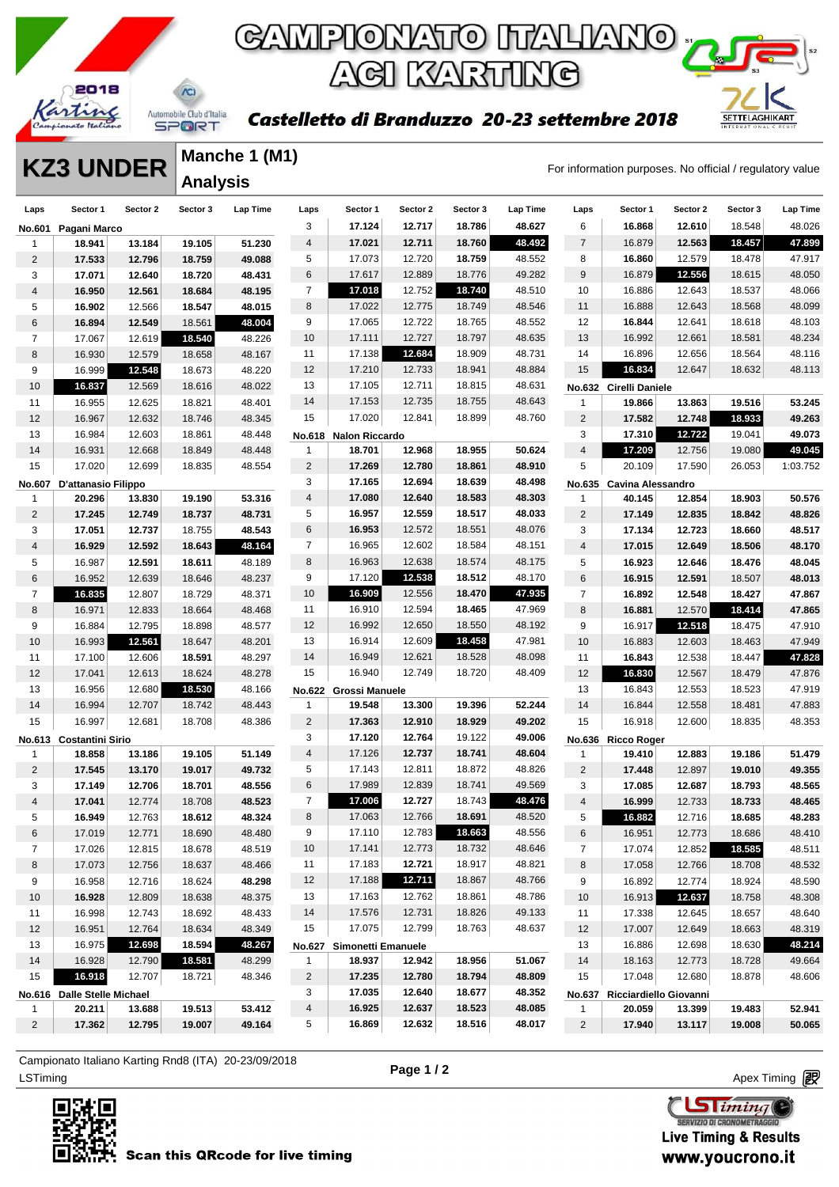# CAMPIONATO ITALIANO ACI KARTING

2018 Karting Campionato Italiano

Automobile Club d'Italia SPORT

**Castelletto di Branduzzo 20-23 settembre 2018**

## KZ3 UNDER

### Manche 1 (M1) Analysis

For information purposes. No official / regulatory value

**No.601 Pagani Marco**

| Laps | Sector 1 | Sector 2 | Sector 3 | Lap Time |
|---|---|---|---|---|
| 1 | 18.941 | 13.184 | 19.105 | 51.230 |
| 2 | 17.533 | 12.796 | 18.759 | 49.088 |
| 3 | 17.071 | 12.640 | 18.720 | 48.431 |
| 4 | 16.950 | 12.561 | 18.684 | 48.195 |
| 5 | 16.902 | 12.566 | 18.547 | 48.015 |
| 6 | 16.894 | 12.549 | 18.561 | 48.004 |
| 7 | 17.067 | 12.619 | 18.540 | 48.226 |
| 8 | 16.930 | 12.579 | 18.658 | 48.167 |
| 9 | 16.999 | 12.548 | 18.673 | 48.220 |
| 10 | 16.837 | 12.569 | 18.616 | 48.022 |
| 11 | 16.955 | 12.625 | 18.821 | 48.401 |
| 12 | 16.967 | 12.632 | 18.746 | 48.345 |
| 13 | 16.984 | 12.603 | 18.861 | 48.448 |
| 14 | 16.931 | 12.668 | 18.849 | 48.448 |
| 15 | 17.020 | 12.699 | 18.835 | 48.554 |

**No.607 D'attanasio Filippo**

| Laps | Sector 1 | Sector 2 | Sector 3 | Lap Time |
|---|---|---|---|---|
| 1 | 20.296 | 13.830 | 19.190 | 53.316 |
| 2 | 17.245 | 12.749 | 18.737 | 48.731 |
| 3 | 17.051 | 12.737 | 18.755 | 48.543 |
| 4 | 16.929 | 12.592 | 18.643 | 48.164 |
| 5 | 16.987 | 12.591 | 18.611 | 48.189 |
| 6 | 16.952 | 12.639 | 18.646 | 48.237 |
| 7 | 16.835 | 12.807 | 18.729 | 48.371 |
| 8 | 16.971 | 12.833 | 18.664 | 48.468 |
| 9 | 16.884 | 12.795 | 18.898 | 48.577 |
| 10 | 16.993 | 12.561 | 18.647 | 48.201 |
| 11 | 17.100 | 12.606 | 18.591 | 48.297 |
| 12 | 17.041 | 12.613 | 18.624 | 48.278 |
| 13 | 16.956 | 12.680 | 18.530 | 48.166 |
| 14 | 16.994 | 12.707 | 18.742 | 48.443 |
| 15 | 16.997 | 12.681 | 18.708 | 48.386 |

**No.613 Costantini Sirio**

| Laps | Sector 1 | Sector 2 | Sector 3 | Lap Time |
|---|---|---|---|---|
| 1 | 18.858 | 13.186 | 19.105 | 51.149 |
| 2 | 17.545 | 13.170 | 19.017 | 49.732 |
| 3 | 17.149 | 12.706 | 18.701 | 48.556 |
| 4 | 17.041 | 12.774 | 18.708 | 48.523 |
| 5 | 16.949 | 12.763 | 18.612 | 48.324 |
| 6 | 17.019 | 12.771 | 18.690 | 48.480 |
| 7 | 17.026 | 12.815 | 18.678 | 48.519 |
| 8 | 17.073 | 12.756 | 18.637 | 48.466 |
| 9 | 16.958 | 12.716 | 18.624 | 48.298 |
| 10 | 16.928 | 12.809 | 18.638 | 48.375 |
| 11 | 16.998 | 12.743 | 18.692 | 48.433 |
| 12 | 16.951 | 12.764 | 18.634 | 48.349 |
| 13 | 16.975 | 12.698 | 18.594 | 48.267 |
| 14 | 16.928 | 12.790 | 18.581 | 48.299 |
| 15 | 16.918 | 12.707 | 18.721 | 48.346 |

**No.616 Dalle Stelle Michael**

| Laps | Sector 1 | Sector 2 | Sector 3 | Lap Time |
|---|---|---|---|---|
| 1 | 20.211 | 13.688 | 19.513 | 53.412 |
| 2 | 17.362 | 12.795 | 19.007 | 49.164 |
| 3 | 17.124 | 12.717 | 18.786 | 48.627 |
| 4 | 17.021 | 12.711 | 18.760 | 48.492 |
| 5 | 17.073 | 12.720 | 18.759 | 48.552 |
| 6 | 17.617 | 12.889 | 18.776 | 49.282 |
| 7 | 17.018 | 12.752 | 18.740 | 48.510 |
| 8 | 17.022 | 12.775 | 18.749 | 48.546 |
| 9 | 17.065 | 12.722 | 18.765 | 48.552 |
| 10 | 17.111 | 12.727 | 18.797 | 48.635 |
| 11 | 17.138 | 12.684 | 18.909 | 48.731 |
| 12 | 17.210 | 12.733 | 18.941 | 48.884 |
| 13 | 17.105 | 12.711 | 18.815 | 48.631 |
| 14 | 17.153 | 12.735 | 18.755 | 48.643 |
| 15 | 17.020 | 12.841 | 18.899 | 48.760 |

**No.618 Nalon Riccardo**

| Laps | Sector 1 | Sector 2 | Sector 3 | Lap Time |
|---|---|---|---|---|
| 1 | 18.701 | 12.968 | 18.955 | 50.624 |
| 2 | 17.269 | 12.780 | 18.861 | 48.910 |
| 3 | 17.165 | 12.694 | 18.639 | 48.498 |
| 4 | 17.080 | 12.640 | 18.583 | 48.303 |
| 5 | 16.957 | 12.559 | 18.517 | 48.033 |
| 6 | 16.953 | 12.572 | 18.551 | 48.076 |
| 7 | 16.965 | 12.602 | 18.584 | 48.151 |
| 8 | 16.963 | 12.638 | 18.574 | 48.175 |
| 9 | 17.120 | 12.538 | 18.512 | 48.170 |
| 10 | 16.909 | 12.556 | 18.470 | 47.935 |
| 11 | 16.910 | 12.594 | 18.465 | 47.969 |
| 12 | 16.992 | 12.650 | 18.550 | 48.192 |
| 13 | 16.914 | 12.609 | 18.458 | 47.981 |
| 14 | 16.949 | 12.621 | 18.528 | 48.098 |
| 15 | 16.940 | 12.749 | 18.720 | 48.409 |

**No.622 Grossi Manuele**

| Laps | Sector 1 | Sector 2 | Sector 3 | Lap Time |
|---|---|---|---|---|
| 1 | 19.548 | 13.300 | 19.396 | 52.244 |
| 2 | 17.363 | 12.910 | 18.929 | 49.202 |
| 3 | 17.120 | 12.764 | 19.122 | 49.006 |
| 4 | 17.126 | 12.737 | 18.741 | 48.604 |
| 5 | 17.143 | 12.811 | 18.872 | 48.826 |
| 6 | 17.989 | 12.839 | 18.741 | 49.569 |
| 7 | 17.006 | 12.727 | 18.743 | 48.476 |
| 8 | 17.063 | 12.766 | 18.691 | 48.520 |
| 9 | 17.110 | 12.783 | 18.663 | 48.556 |
| 10 | 17.141 | 12.773 | 18.732 | 48.646 |
| 11 | 17.183 | 12.721 | 18.917 | 48.821 |
| 12 | 17.188 | 12.711 | 18.867 | 48.766 |
| 13 | 17.163 | 12.762 | 18.861 | 48.786 |
| 14 | 17.576 | 12.731 | 18.826 | 49.133 |
| 15 | 17.075 | 12.799 | 18.763 | 48.637 |

**No.627 Simonetti Emanuele**

| Laps | Sector 1 | Sector 2 | Sector 3 | Lap Time |
|---|---|---|---|---|
| 1 | 18.937 | 12.942 | 18.956 | 51.067 |
| 2 | 17.235 | 12.780 | 18.794 | 48.809 |
| 3 | 17.035 | 12.640 | 18.677 | 48.352 |
| 4 | 16.925 | 12.637 | 18.523 | 48.085 |
| 5 | 16.869 | 12.632 | 18.516 | 48.017 |
| 6 | 16.868 | 12.610 | 18.548 | 48.026 |
| 7 | 16.879 | 12.563 | 18.457 | 47.899 |
| 8 | 16.860 | 12.579 | 18.478 | 47.917 |
| 9 | 16.879 | 12.556 | 18.615 | 48.050 |
| 10 | 16.886 | 12.643 | 18.537 | 48.066 |
| 11 | 16.888 | 12.643 | 18.568 | 48.099 |
| 12 | 16.844 | 12.641 | 18.618 | 48.103 |
| 13 | 16.992 | 12.661 | 18.581 | 48.234 |
| 14 | 16.896 | 12.656 | 18.564 | 48.116 |
| 15 | 16.834 | 12.647 | 18.632 | 48.113 |

**No.632 Cirelli Daniele**

| Laps | Sector 1 | Sector 2 | Sector 3 | Lap Time |
|---|---|---|---|---|
| 1 | 19.866 | 13.863 | 19.516 | 53.245 |
| 2 | 17.582 | 12.748 | 18.933 | 49.263 |
| 3 | 17.310 | 12.722 | 19.041 | 49.073 |
| 4 | 17.209 | 12.756 | 19.080 | 49.045 |
| 5 | 20.109 | 17.590 | 26.053 | 1:03.752 |

**No.635 Cavina Alessandro**

| Laps | Sector 1 | Sector 2 | Sector 3 | Lap Time |
|---|---|---|---|---|
| 1 | 40.145 | 12.854 | 18.903 | 50.576 |
| 2 | 17.149 | 12.835 | 18.842 | 48.826 |
| 3 | 17.134 | 12.723 | 18.660 | 48.517 |
| 4 | 17.015 | 12.649 | 18.506 | 48.170 |
| 5 | 16.923 | 12.646 | 18.476 | 48.045 |
| 6 | 16.915 | 12.591 | 18.507 | 48.013 |
| 7 | 16.892 | 12.548 | 18.427 | 47.867 |
| 8 | 16.881 | 12.570 | 18.414 | 47.865 |
| 9 | 16.917 | 12.518 | 18.475 | 47.910 |
| 10 | 16.883 | 12.603 | 18.463 | 47.949 |
| 11 | 16.843 | 12.538 | 18.447 | 47.828 |
| 12 | 16.830 | 12.567 | 18.479 | 47.876 |
| 13 | 16.843 | 12.553 | 18.523 | 47.919 |
| 14 | 16.844 | 12.558 | 18.481 | 47.883 |
| 15 | 16.918 | 12.600 | 18.835 | 48.353 |

**No.636 Ricco Roger**

| Laps | Sector 1 | Sector 2 | Sector 3 | Lap Time |
|---|---|---|---|---|
| 1 | 19.410 | 12.883 | 19.186 | 51.479 |
| 2 | 17.448 | 12.897 | 19.010 | 49.355 |
| 3 | 17.085 | 12.687 | 18.793 | 48.565 |
| 4 | 16.999 | 12.733 | 18.733 | 48.465 |
| 5 | 16.882 | 12.716 | 18.685 | 48.283 |
| 6 | 16.951 | 12.773 | 18.686 | 48.410 |
| 7 | 17.074 | 12.852 | 18.585 | 48.511 |
| 8 | 17.058 | 12.766 | 18.708 | 48.532 |
| 9 | 16.892 | 12.774 | 18.924 | 48.590 |
| 10 | 16.913 | 12.637 | 18.758 | 48.308 |
| 11 | 17.338 | 12.645 | 18.657 | 48.640 |
| 12 | 17.007 | 12.649 | 18.663 | 48.319 |
| 13 | 16.886 | 12.698 | 18.630 | 48.214 |
| 14 | 18.163 | 12.773 | 18.728 | 49.664 |
| 15 | 17.048 | 12.680 | 18.878 | 48.606 |

**No.637 Ricciardiello Giovanni**

| Laps | Sector 1 | Sector 2 | Sector 3 | Lap Time |
|---|---|---|---|---|
| 1 | 20.059 | 13.399 | 19.483 | 52.941 |
| 2 | 17.940 | 13.117 | 19.008 | 50.065 |

Campionato Italiano Karting Rnd8 (ITA) 20-23/09/2018

LSTiming

Apex Timing

Scan this QRcode for live timing

LSTiming Servizio di Cronometraggio — Live Timing & Results www.youcrono.it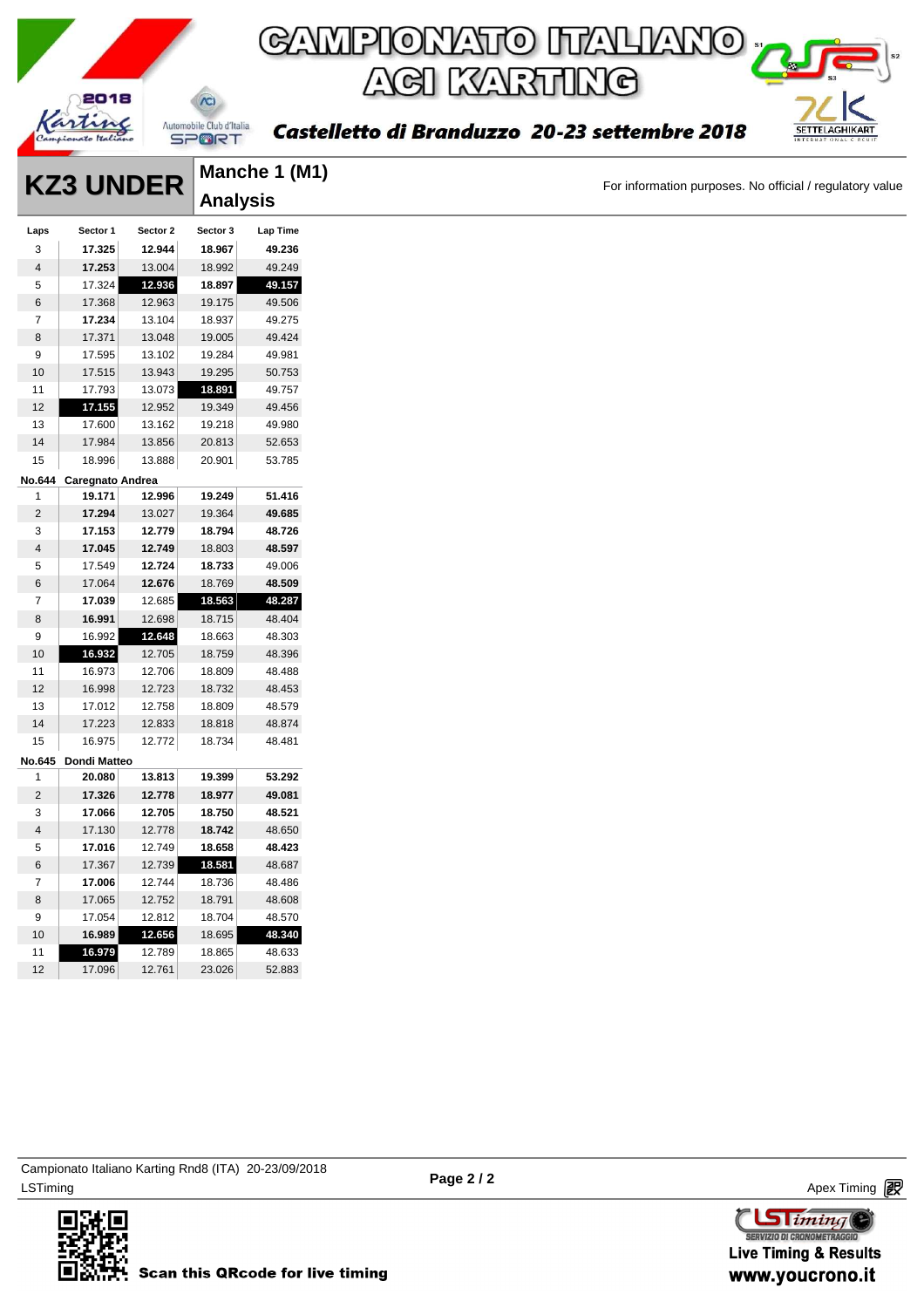# CAMPIONATO ITALIANO ACI KARTING

**Castelletto di Branduzzo 20-23 settembre 2018**

## KZ3 UNDER

### Manche 1 (M1) Analysis

For information purposes. No official / regulatory value

| Laps | Sector 1 | Sector 2 | Sector 3 | Lap Time |
|---|---|---|---|---|
| 3 | **17.325** | **12.944** | **18.967** | **49.236** |
| 4 | **17.253** | 13.004 | 18.992 | 49.249 |
| 5 | 17.324 | **12.936** | **18.897** | **49.157** |
| 6 | 17.368 | 12.963 | 19.175 | 49.506 |
| 7 | **17.234** | 13.104 | 18.937 | 49.275 |
| 8 | 17.371 | 13.048 | 19.005 | 49.424 |
| 9 | 17.595 | 13.102 | 19.284 | 49.981 |
| 10 | 17.515 | 13.943 | 19.295 | 50.753 |
| 11 | 17.793 | 13.073 | **18.891** | 49.757 |
| 12 | **17.155** | 12.952 | 19.349 | 49.456 |
| 13 | 17.600 | 13.162 | 19.218 | 49.980 |
| 14 | 17.984 | 13.856 | 20.813 | 52.653 |
| 15 | 18.996 | 13.888 | 20.901 | 53.785 |

**No.644 Caregnato Andrea**

| Laps | Sector 1 | Sector 2 | Sector 3 | Lap Time |
|---|---|---|---|---|
| 1 | **19.171** | **12.996** | **19.249** | **51.416** |
| 2 | **17.294** | 13.027 | 19.364 | **49.685** |
| 3 | **17.153** | **12.779** | **18.794** | **48.726** |
| 4 | **17.045** | **12.749** | 18.803 | **48.597** |
| 5 | 17.549 | **12.724** | **18.733** | 49.006 |
| 6 | 17.064 | **12.676** | 18.769 | **48.509** |
| 7 | **17.039** | 12.685 | **18.563** | **48.287** |
| 8 | **16.991** | 12.698 | 18.715 | 48.404 |
| 9 | 16.992 | **12.648** | 18.663 | 48.303 |
| 10 | **16.932** | 12.705 | 18.759 | 48.396 |
| 11 | 16.973 | 12.706 | 18.809 | 48.488 |
| 12 | 16.998 | 12.723 | 18.732 | 48.453 |
| 13 | 17.012 | 12.758 | 18.809 | 48.579 |
| 14 | 17.223 | 12.833 | 18.818 | 48.874 |
| 15 | 16.975 | 12.772 | 18.734 | 48.481 |

**No.645 Dondi Matteo**

| Laps | Sector 1 | Sector 2 | Sector 3 | Lap Time |
|---|---|---|---|---|
| 1 | **20.080** | **13.813** | **19.399** | **53.292** |
| 2 | **17.326** | **12.778** | **18.977** | **49.081** |
| 3 | **17.066** | **12.705** | **18.750** | **48.521** |
| 4 | 17.130 | 12.778 | **18.742** | 48.650 |
| 5 | **17.016** | 12.749 | **18.658** | **48.423** |
| 6 | 17.367 | 12.739 | **18.581** | 48.687 |
| 7 | **17.006** | 12.744 | 18.736 | 48.486 |
| 8 | 17.065 | 12.752 | 18.791 | 48.608 |
| 9 | 17.054 | 12.812 | 18.704 | 48.570 |
| 10 | **16.989** | **12.656** | 18.695 | **48.340** |
| 11 | **16.979** | 12.789 | 18.865 | 48.633 |
| 12 | 17.096 | 12.761 | 23.026 | 52.883 |

Campionato Italiano Karting Rnd8 (ITA) 20-23/09/2018
LSTiming

Apex Timing

Scan this QRcode for live timing

Live Timing & Results
www.youcrono.it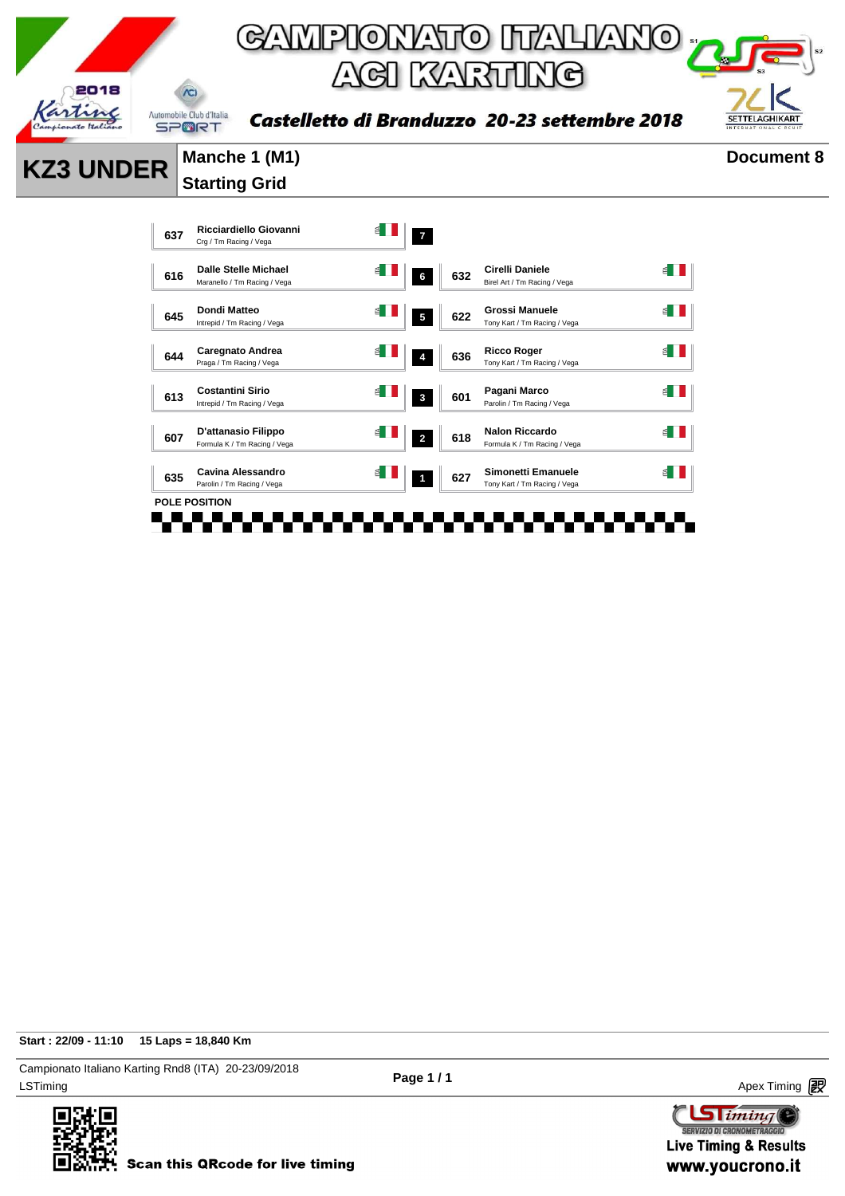# CAMPIONATO ITALIANO ACI KARTING

***Castelletto di Branduzzo 20-23 settembre 2018***

## KZ3 UNDER

**Manche 1 (M1)**

**Starting Grid**

**Document 8**

| No. | Driver | Nat | Row | No. | Driver | Nat |
|---|---|---|---|---|---|---|
| 637 | **Ricciardiello Giovanni**<br>Crg / Tm Racing / Vega | ITA | 7 | | | |
| 616 | **Dalle Stelle Michael**<br>Maranello / Tm Racing / Vega | ITA | 6 | 632 | **Cirelli Daniele**<br>Birel Art / Tm Racing / Vega | ITA |
| 645 | **Dondi Matteo**<br>Intrepid / Tm Racing / Vega | ITA | 5 | 622 | **Grossi Manuele**<br>Tony Kart / Tm Racing / Vega | ITA |
| 644 | **Caregnato Andrea**<br>Praga / Tm Racing / Vega | ITA | 4 | 636 | **Ricco Roger**<br>Tony Kart / Tm Racing / Vega | ITA |
| 613 | **Costantini Sirio**<br>Intrepid / Tm Racing / Vega | ITA | 3 | 601 | **Pagani Marco**<br>Parolin / Tm Racing / Vega | ITA |
| 607 | **D'attanasio Filippo**<br>Formula K / Tm Racing / Vega | ITA | 2 | 618 | **Nalon Riccardo**<br>Formula K / Tm Racing / Vega | ITA |
| 635 | **Cavina Alessandro**<br>Parolin / Tm Racing / Vega | ITA | 1 | 627 | **Simonetti Emanuele**<br>Tony Kart / Tm Racing / Vega | ITA |

**POLE POSITION**

**Start : 22/09 - 11:10 15 Laps = 18,840 Km**

Campionato Italiano Karting Rnd8 (ITA) 20-23/09/2018

LSTiming

Apex Timing

Scan this QRcode for live timing

Live Timing & Results
www.youcrono.it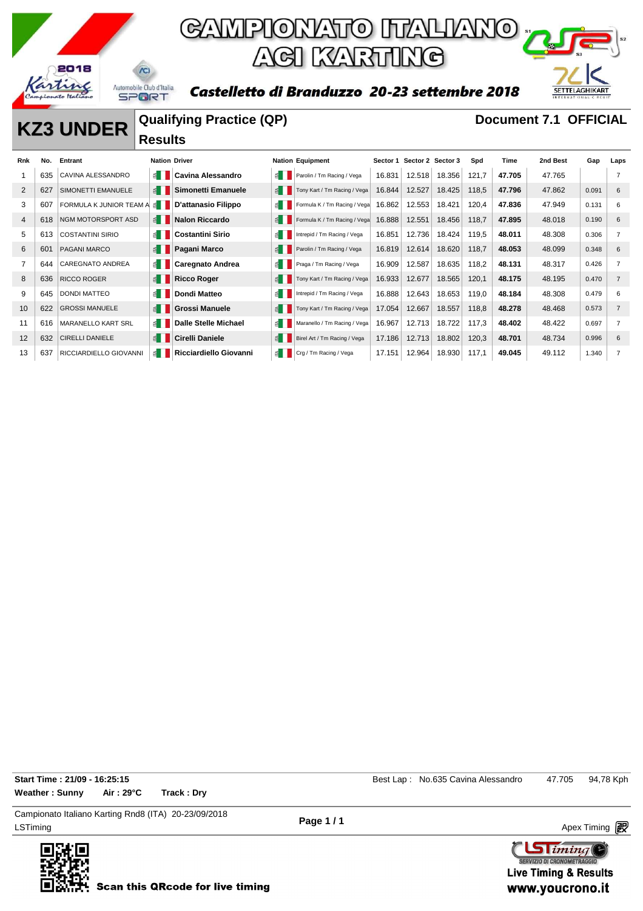# CAMPIONATO ITALIANO ACI KARTING

**Castelletto di Branduzzo 20-23 settembre 2018**

## KZ3 UNDER

**Qualifying Practice (QP)**
**Results**

**Document 7.1 OFFICIAL**

| Rnk | No. | Entrant | Nation | Driver | Nation | Equipment | Sector 1 | Sector 2 | Sector 3 | Spd | Time | 2nd Best | Gap | Laps |
|---|---|---|---|---|---|---|---|---|---|---|---|---|---|---|
| 1 | 635 | CAVINA ALESSANDRO | | **Cavina Alessandro** | | Parolin / Tm Racing / Vega | 16.831 | 12.518 | 18.356 | 121,7 | **47.705** | 47.765 | | 7 |
| 2 | 627 | SIMONETTI EMANUELE | | **Simonetti Emanuele** | | Tony Kart / Tm Racing / Vega | 16.844 | 12.527 | 18.425 | 118,5 | **47.796** | 47.862 | 0.091 | 6 |
| 3 | 607 | FORMULA K JUNIOR TEAM A | | **D'attanasio Filippo** | | Formula K / Tm Racing / Vega | 16.862 | 12.553 | 18.421 | 120,4 | **47.836** | 47.949 | 0.131 | 6 |
| 4 | 618 | NGM MOTORSPORT ASD | | **Nalon Riccardo** | | Formula K / Tm Racing / Vega | 16.888 | 12.551 | 18.456 | 118,7 | **47.895** | 48.018 | 0.190 | 6 |
| 5 | 613 | COSTANTINI SIRIO | | **Costantini Sirio** | | Intrepid / Tm Racing / Vega | 16.851 | 12.736 | 18.424 | 119,5 | **48.011** | 48.308 | 0.306 | 7 |
| 6 | 601 | PAGANI MARCO | | **Pagani Marco** | | Parolin / Tm Racing / Vega | 16.819 | 12.614 | 18.620 | 118,7 | **48.053** | 48.099 | 0.348 | 6 |
| 7 | 644 | CAREGNATO ANDREA | | **Caregnato Andrea** | | Praga / Tm Racing / Vega | 16.909 | 12.587 | 18.635 | 118,2 | **48.131** | 48.317 | 0.426 | 7 |
| 8 | 636 | RICCO ROGER | | **Ricco Roger** | | Tony Kart / Tm Racing / Vega | 16.933 | 12.677 | 18.565 | 120,1 | **48.175** | 48.195 | 0.470 | 7 |
| 9 | 645 | DONDI MATTEO | | **Dondi Matteo** | | Intrepid / Tm Racing / Vega | 16.888 | 12.643 | 18.653 | 119,0 | **48.184** | 48.308 | 0.479 | 6 |
| 10 | 622 | GROSSI MANUELE | | **Grossi Manuele** | | Tony Kart / Tm Racing / Vega | 17.054 | 12.667 | 18.557 | 118,8 | **48.278** | 48.468 | 0.573 | 7 |
| 11 | 616 | MARANELLO KART SRL | | **Dalle Stelle Michael** | | Maranello / Tm Racing / Vega | 16.967 | 12.713 | 18.722 | 117,3 | **48.402** | 48.422 | 0.697 | 7 |
| 12 | 632 | CIRELLI DANIELE | | **Cirelli Daniele** | | Birel Art / Tm Racing / Vega | 17.186 | 12.713 | 18.802 | 120,3 | **48.701** | 48.734 | 0.996 | 6 |
| 13 | 637 | RICCIARDIELLO GIOVANNI | | **Ricciardiello Giovanni** | | Crg / Tm Racing / Vega | 17.151 | 12.964 | 18.930 | 117,1 | **49.045** | 49.112 | 1.340 | 7 |

**Start Time : 21/09 - 16:25:15**
**Weather : Sunny** **Air : 29°C** **Track : Dry**

Best Lap : No.635 Cavina Alessandro 47.705 94,78 Kph

Campionato Italiano Karting Rnd8 (ITA) 20-23/09/2018
LSTiming

Apex Timing

**Scan this QRcode for live timing**

**Live Timing & Results**
**www.youcrono.it**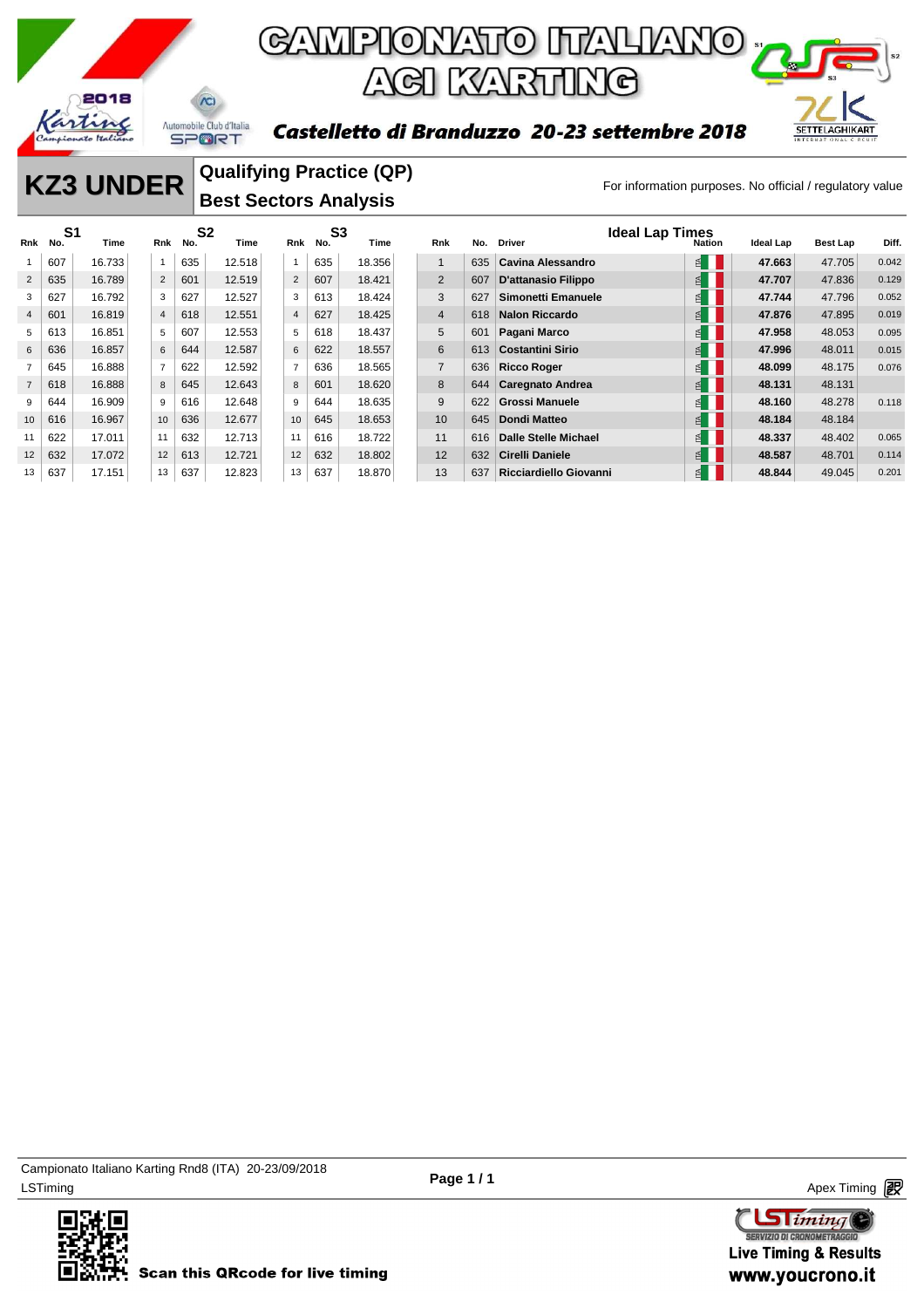# CAMPIONATO ITALIANO ACI KARTING

**Castelletto di Branduzzo 20-23 settembre 2018**

## KZ3 UNDER

### Qualifying Practice (QP)
### Best Sectors Analysis

For information purposes. No official / regulatory value

| S1 Rnk | No. | Time | S2 Rnk | No. | Time | S3 Rnk | No. | Time | Rnk | No. | Driver | Nation | Ideal Lap | Best Lap | Diff. |
|---|---|---|---|---|---|---|---|---|---|---|---|---|---|---|---|
| 1 | 607 | 16.733 | 1 | 635 | 12.518 | 1 | 635 | 18.356 | 1 | 635 | Cavina Alessandro | ITA | **47.663** | 47.705 | 0.042 |
| 2 | 635 | 16.789 | 2 | 601 | 12.519 | 2 | 607 | 18.421 | 2 | 607 | D'attanasio Filippo | ITA | **47.707** | 47.836 | 0.129 |
| 3 | 627 | 16.792 | 3 | 627 | 12.527 | 3 | 613 | 18.424 | 3 | 627 | Simonetti Emanuele | ITA | **47.744** | 47.796 | 0.052 |
| 4 | 601 | 16.819 | 4 | 618 | 12.551 | 4 | 627 | 18.425 | 4 | 618 | Nalon Riccardo | ITA | **47.876** | 47.895 | 0.019 |
| 5 | 613 | 16.851 | 5 | 607 | 12.553 | 5 | 618 | 18.437 | 5 | 601 | Pagani Marco | ITA | **47.958** | 48.053 | 0.095 |
| 6 | 636 | 16.857 | 6 | 644 | 12.587 | 6 | 622 | 18.557 | 6 | 613 | Costantini Sirio | ITA | **47.996** | 48.011 | 0.015 |
| 7 | 645 | 16.888 | 7 | 622 | 12.592 | 7 | 636 | 18.565 | 7 | 636 | Ricco Roger | ITA | **48.099** | 48.175 | 0.076 |
| 7 | 618 | 16.888 | 8 | 645 | 12.643 | 8 | 601 | 18.620 | 8 | 644 | Caregnato Andrea | ITA | **48.131** | 48.131 | |
| 9 | 644 | 16.909 | 9 | 616 | 12.648 | 9 | 644 | 18.635 | 9 | 622 | Grossi Manuele | ITA | **48.160** | 48.278 | 0.118 |
| 10 | 616 | 16.967 | 10 | 636 | 12.677 | 10 | 645 | 18.653 | 10 | 645 | Dondi Matteo | ITA | **48.184** | 48.184 | |
| 11 | 622 | 17.011 | 11 | 632 | 12.713 | 11 | 616 | 18.722 | 11 | 616 | Dalle Stelle Michael | ITA | **48.337** | 48.402 | 0.065 |
| 12 | 632 | 17.072 | 12 | 613 | 12.721 | 12 | 632 | 18.802 | 12 | 632 | Cirelli Daniele | ITA | **48.587** | 48.701 | 0.114 |
| 13 | 637 | 17.151 | 13 | 637 | 12.823 | 13 | 637 | 18.870 | 13 | 637 | Ricciardiello Giovanni | ITA | **48.844** | 49.045 | 0.201 |

Campionato Italiano Karting Rnd8 (ITA) 20-23/09/2018
LSTiming

Apex Timing

Scan this QRcode for live timing

Live Timing & Results
www.youcrono.it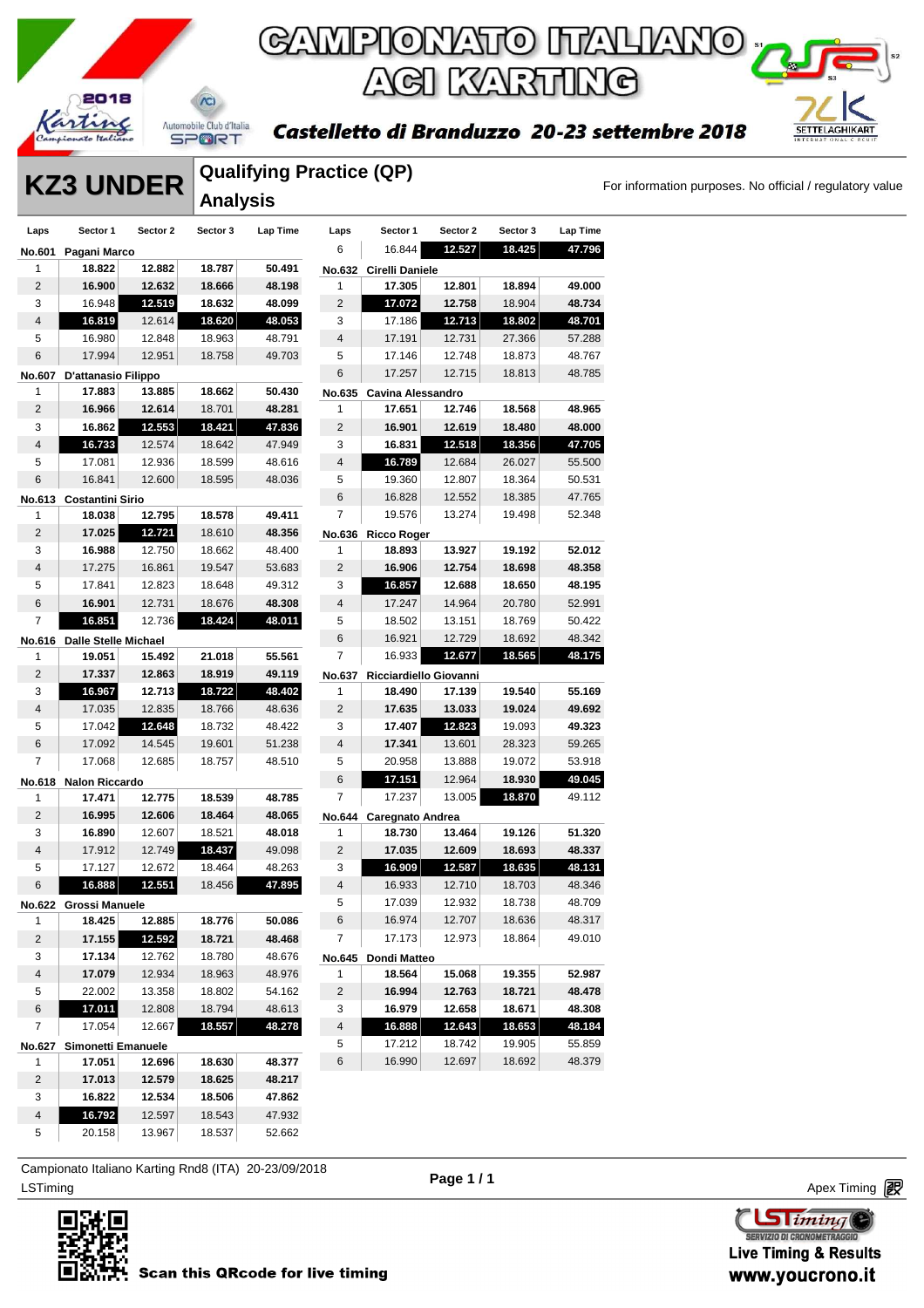# CAMPIONATO ITALIANO ACI KARTING

## Castelletto di Branduzzo 20-23 settembre 2018

# KZ3 UNDER

## Qualifying Practice (QP) Analysis

For information purposes. No official / regulatory value

| Laps | Sector 1 | Sector 2 | Sector 3 | Lap Time |
|---|---|---|---|---|
| **No.601 Pagani Marco** | | | | |
| 1 | **18.822** | **12.882** | **18.787** | **50.491** |
| 2 | **16.900** | **12.632** | **18.666** | **48.198** |
| 3 | 16.948 | **12.519** | 18.632 | 48.099 |
| 4 | **16.819** | 12.614 | **18.620** | **48.053** |
| 5 | 16.980 | 12.848 | 18.963 | 48.791 |
| 6 | 17.994 | 12.951 | 18.758 | 49.703 |
| **No.607 D'attanasio Filippo** | | | | |
| 1 | **17.883** | **13.885** | **18.662** | **50.430** |
| 2 | **16.966** | **12.614** | 18.701 | **48.281** |
| 3 | **16.862** | **12.553** | **18.421** | **47.836** |
| 4 | **16.733** | 12.574 | 18.642 | 47.949 |
| 5 | 17.081 | 12.936 | 18.599 | 48.616 |
| 6 | 16.841 | 12.600 | 18.595 | 48.036 |
| **No.613 Costantini Sirio** | | | | |
| 1 | **18.038** | **12.795** | **18.578** | **49.411** |
| 2 | **17.025** | **12.721** | 18.610 | **48.356** |
| 3 | **16.988** | 12.750 | 18.662 | 48.400 |
| 4 | 17.275 | 16.861 | 19.547 | 53.683 |
| 5 | 17.841 | 12.823 | 18.648 | 49.312 |
| 6 | **16.901** | 12.731 | 18.676 | **48.308** |
| 7 | **16.851** | 12.736 | **18.424** | **48.011** |
| **No.616 Dalle Stelle Michael** | | | | |
| 1 | **19.051** | **15.492** | **21.018** | **55.561** |
| 2 | **17.337** | **12.863** | **18.919** | **49.119** |
| 3 | **16.967** | **12.713** | **18.722** | **48.402** |
| 4 | 17.035 | 12.835 | 18.766 | 48.636 |
| 5 | 17.042 | **12.648** | 18.732 | 48.422 |
| 6 | 17.092 | 14.545 | 19.601 | 51.238 |
| 7 | 17.068 | 12.685 | 18.757 | 48.510 |
| **No.618 Nalon Riccardo** | | | | |
| 1 | **17.471** | **12.775** | **18.539** | **48.785** |
| 2 | **16.995** | **12.606** | **18.464** | **48.065** |
| 3 | **16.890** | 12.607 | 18.521 | **48.018** |
| 4 | 17.912 | 12.749 | **18.437** | 49.098 |
| 5 | 17.127 | 12.672 | 18.464 | 48.263 |
| 6 | **16.888** | **12.551** | 18.456 | **47.895** |
| **No.622 Grossi Manuele** | | | | |
| 1 | **18.425** | **12.885** | **18.776** | **50.086** |
| 2 | **17.155** | **12.592** | **18.721** | **48.468** |
| 3 | **17.134** | 12.762 | 18.780 | 48.676 |
| 4 | **17.079** | 12.934 | 18.963 | 48.976 |
| 5 | 22.002 | 13.358 | 18.802 | 54.162 |
| 6 | **17.011** | 12.808 | 18.794 | 48.613 |
| 7 | 17.054 | 12.667 | **18.557** | **48.278** |
| **No.627 Simonetti Emanuele** | | | | |
| 1 | **17.051** | **12.696** | **18.630** | **48.377** |
| 2 | **17.013** | **12.579** | **18.625** | **48.217** |
| 3 | **16.822** | **12.534** | **18.506** | **47.862** |
| 4 | **16.792** | 12.597 | 18.543 | 47.932 |
| 5 | 20.158 | 13.967 | 18.537 | 52.662 |
| 6 | 16.844 | **12.527** | **18.425** | **47.796** |
| **No.632 Cirelli Daniele** | | | | |
| 1 | **17.305** | **12.801** | **18.894** | **49.000** |
| 2 | **17.072** | **12.758** | 18.904 | **48.734** |
| 3 | 17.186 | **12.713** | **18.802** | **48.701** |
| 4 | 17.191 | 12.731 | 27.366 | 57.288 |
| 5 | 17.146 | 12.748 | 18.873 | 48.767 |
| 6 | 17.257 | 12.715 | 18.813 | 48.785 |
| **No.635 Cavina Alessandro** | | | | |
| 1 | **17.651** | **12.746** | **18.568** | **48.965** |
| 2 | **16.901** | **12.619** | **18.480** | **48.000** |
| 3 | **16.831** | **12.518** | **18.356** | **47.705** |
| 4 | **16.789** | 12.684 | 26.027 | 55.500 |
| 5 | 19.360 | 12.807 | 18.364 | 50.531 |
| 6 | 16.828 | 12.552 | 18.385 | 47.765 |
| 7 | 19.576 | 13.274 | 19.498 | 52.348 |
| **No.636 Ricco Roger** | | | | |
| 1 | **18.893** | **13.927** | **19.192** | **52.012** |
| 2 | **16.906** | **12.754** | **18.698** | **48.358** |
| 3 | **16.857** | **12.688** | **18.650** | **48.195** |
| 4 | 17.247 | 14.964 | 20.780 | 52.991 |
| 5 | 18.502 | 13.151 | 18.769 | 50.422 |
| 6 | 16.921 | 12.729 | 18.692 | 48.342 |
| 7 | 16.933 | **12.677** | **18.565** | **48.175** |
| **No.637 Ricciardiello Giovanni** | | | | |
| 1 | **18.490** | **17.139** | **19.540** | **55.169** |
| 2 | **17.635** | **13.033** | **19.024** | **49.692** |
| 3 | **17.407** | **12.823** | 19.093 | **49.323** |
| 4 | **17.341** | 13.601 | 28.323 | 59.265 |
| 5 | 20.958 | 13.888 | 19.072 | 53.918 |
| 6 | **17.151** | 12.964 | **18.930** | **49.045** |
| 7 | 17.237 | 13.005 | **18.870** | 49.112 |
| **No.644 Caregnato Andrea** | | | | |
| 1 | **18.730** | **13.464** | **19.126** | **51.320** |
| 2 | **17.035** | **12.609** | **18.693** | **48.337** |
| 3 | **16.909** | **12.587** | **18.635** | **48.131** |
| 4 | 16.933 | 12.710 | 18.703 | 48.346 |
| 5 | 17.039 | 12.932 | 18.738 | 48.709 |
| 6 | 16.974 | 12.707 | 18.636 | 48.317 |
| 7 | 17.173 | 12.973 | 18.864 | 49.010 |
| **No.645 Dondi Matteo** | | | | |
| 1 | **18.564** | **15.068** | **19.355** | **52.987** |
| 2 | **16.994** | **12.763** | **18.721** | **48.478** |
| 3 | **16.979** | **12.658** | **18.671** | **48.308** |
| 4 | **16.888** | **12.643** | **18.653** | **48.184** |
| 5 | 17.212 | 18.742 | 19.905 | 55.859 |
| 6 | 16.990 | 12.697 | 18.692 | 48.379 |

Campionato Italiano Karting Rnd8 (ITA) 20-23/09/2018

LSTiming

Apex Timing

Scan this QRcode for live timing

Live Timing & Results www.youcrono.it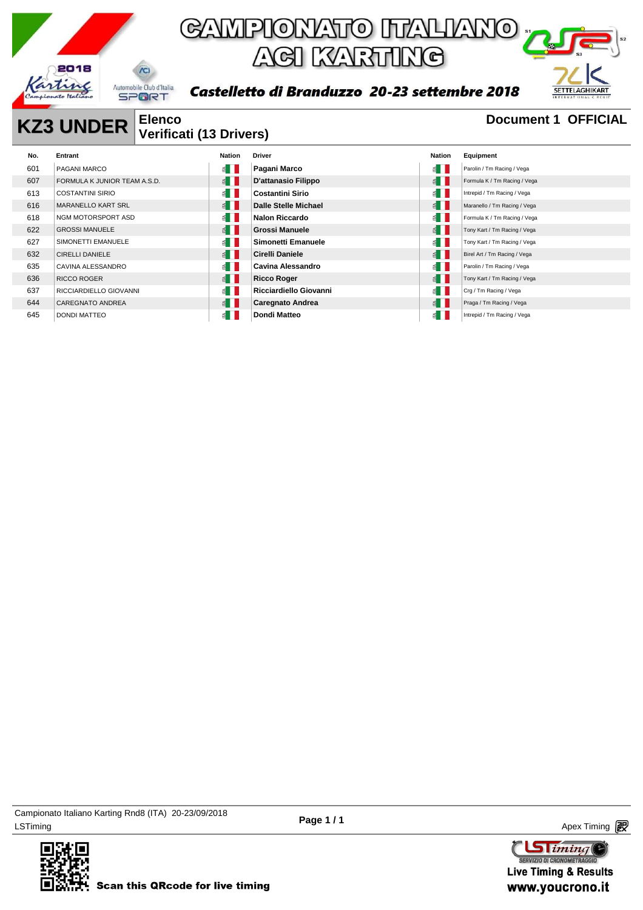# CAMPIONATO ITALIANO ACI KARTING

**Castelletto di Branduzzo 20-23 settembre 2018**

## KZ3 UNDER

**Elenco Verificati (13 Drivers)**

**Document 1 OFFICIAL**

| No. | Entrant | Nation | Driver | Nation | Equipment |
|---|---|---|---|---|---|
| 601 | PAGANI MARCO | | **Pagani Marco** | | Parolin / Tm Racing / Vega |
| 607 | FORMULA K JUNIOR TEAM A.S.D. | | **D'attanasio Filippo** | | Formula K / Tm Racing / Vega |
| 613 | COSTANTINI SIRIO | | **Costantini Sirio** | | Intrepid / Tm Racing / Vega |
| 616 | MARANELLO KART SRL | | **Dalle Stelle Michael** | | Maranello / Tm Racing / Vega |
| 618 | NGM MOTORSPORT ASD | | **Nalon Riccardo** | | Formula K / Tm Racing / Vega |
| 622 | GROSSI MANUELE | | **Grossi Manuele** | | Tony Kart / Tm Racing / Vega |
| 627 | SIMONETTI EMANUELE | | **Simonetti Emanuele** | | Tony Kart / Tm Racing / Vega |
| 632 | CIRELLI DANIELE | | **Cirelli Daniele** | | Birel Art / Tm Racing / Vega |
| 635 | CAVINA ALESSANDRO | | **Cavina Alessandro** | | Parolin / Tm Racing / Vega |
| 636 | RICCO ROGER | | **Ricco Roger** | | Tony Kart / Tm Racing / Vega |
| 637 | RICCIARDIELLO GIOVANNI | | **Ricciardiello Giovanni** | | Crg / Tm Racing / Vega |
| 644 | CAREGNATO ANDREA | | **Caregnato Andrea** | | Praga / Tm Racing / Vega |
| 645 | DONDI MATTEO | | **Dondi Matteo** | | Intrepid / Tm Racing / Vega |

Campionato Italiano Karting Rnd8 (ITA) 20-23/09/2018
LSTiming

Apex Timing

Scan this QRcode for live timing

Live Timing & Results
www.youcrono.it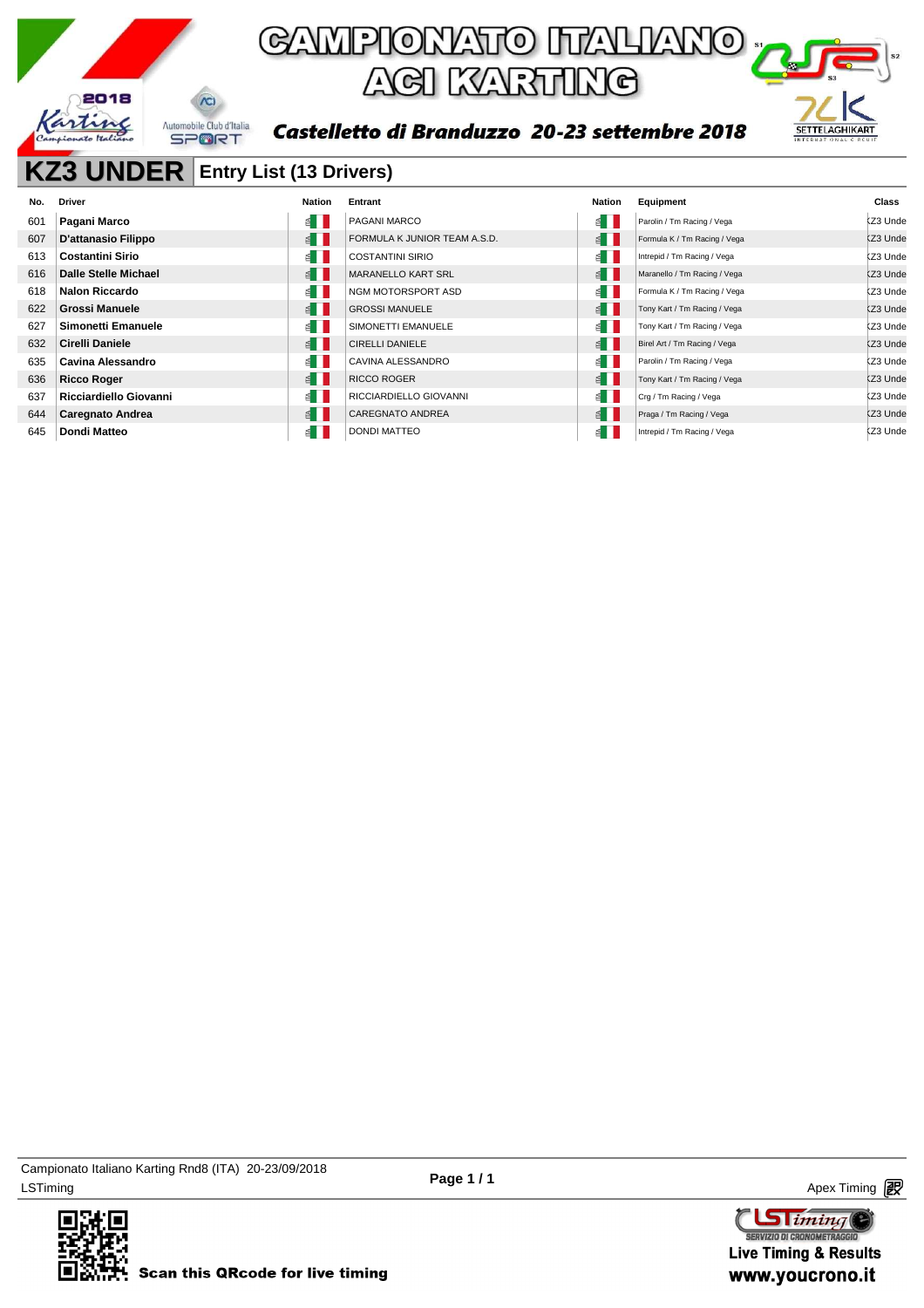# CAMPIONATO ITALIANO ACI KARTING

***Castelletto di Branduzzo 20-23 settembre 2018***

## KZ3 UNDER Entry List (13 Drivers)

| No. | Driver | Nation | Entrant | Nation | Equipment | Class |
|---|---|---|---|---|---|---|
| 601 | **Pagani Marco** | ITA | PAGANI MARCO | ITA | Parolin / Tm Racing / Vega | KZ3 Unde |
| 607 | **D'attanasio Filippo** | ITA | FORMULA K JUNIOR TEAM A.S.D. | ITA | Formula K / Tm Racing / Vega | KZ3 Unde |
| 613 | **Costantini Sirio** | ITA | COSTANTINI SIRIO | ITA | Intrepid / Tm Racing / Vega | KZ3 Unde |
| 616 | **Dalle Stelle Michael** | ITA | MARANELLO KART SRL | ITA | Maranello / Tm Racing / Vega | KZ3 Unde |
| 618 | **Nalon Riccardo** | ITA | NGM MOTORSPORT ASD | ITA | Formula K / Tm Racing / Vega | KZ3 Unde |
| 622 | **Grossi Manuele** | ITA | GROSSI MANUELE | ITA | Tony Kart / Tm Racing / Vega | KZ3 Unde |
| 627 | **Simonetti Emanuele** | ITA | SIMONETTI EMANUELE | ITA | Tony Kart / Tm Racing / Vega | KZ3 Unde |
| 632 | **Cirelli Daniele** | ITA | CIRELLI DANIELE | ITA | Birel Art / Tm Racing / Vega | KZ3 Unde |
| 635 | **Cavina Alessandro** | ITA | CAVINA ALESSANDRO | ITA | Parolin / Tm Racing / Vega | KZ3 Unde |
| 636 | **Ricco Roger** | ITA | RICCO ROGER | ITA | Tony Kart / Tm Racing / Vega | KZ3 Unde |
| 637 | **Ricciardiello Giovanni** | ITA | RICCIARDIELLO GIOVANNI | ITA | Crg / Tm Racing / Vega | KZ3 Unde |
| 644 | **Caregnato Andrea** | ITA | CAREGNATO ANDREA | ITA | Praga / Tm Racing / Vega | KZ3 Unde |
| 645 | **Dondi Matteo** | ITA | DONDI MATTEO | ITA | Intrepid / Tm Racing / Vega | KZ3 Unde |

Campionato Italiano Karting Rnd8 (ITA) 20-23/09/2018
LSTiming

Apex Timing

Scan this QRcode for live timing

Live Timing & Results
www.youcrono.it